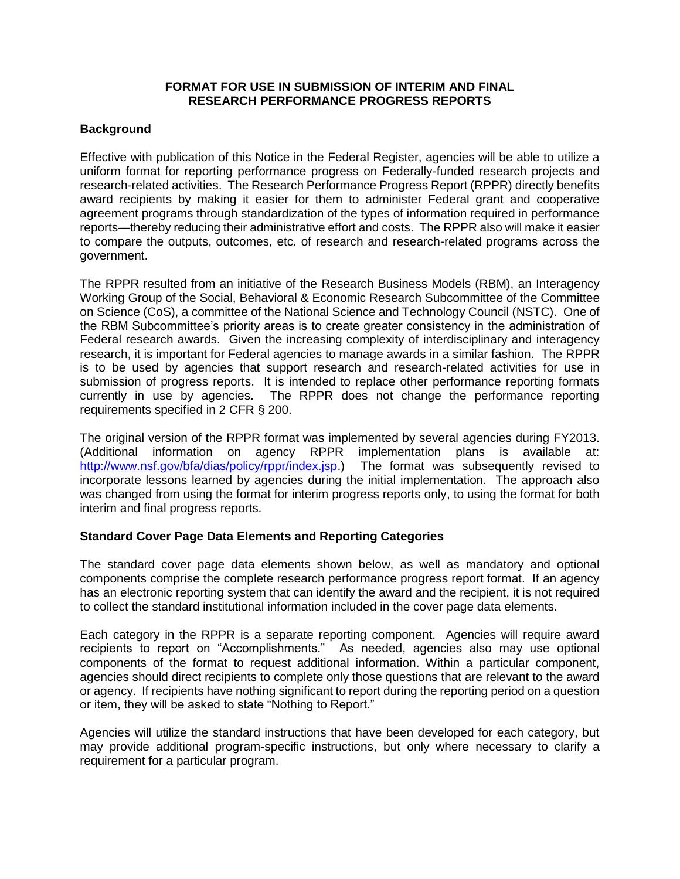**FORMAT FOR USE IN SUBMISSION OF INTERIM AND FINAL RESEARCH PERFORMANCE PROGRESS REPORTS**

## Background

Effective with publication of this Notice in the Federal Register, agencies will be able to utilize a uniform format for reporting performance progress on Federally-funded research projects and research-related activities. The Research Performance Progress Report (RPPR) directly benefits award recipients by making it easier for them to administer Federal grant and cooperative agreement programs through standardization of the types of information required in performance reports—thereby reducing their administrative effort and costs. The RPPR also will make it easier to compare the outputs, outcomes, etc. of research and research-related programs across the government.

The RPPR resulted from an initiative of the Research Business Models (RBM), an Interagency Working Group of the Social, Behavioral & Economic Research Subcommittee of the Committee on Science (CoS), a committee of the National Science and Technology Council (NSTC). One of the RBM Subcommittee's priority areas is to create greater consistency in the administration of Federal research awards. Given the increasing complexity of interdisciplinary and interagency research, it is important for Federal agencies to manage awards in a similar fashion. The RPPR is to be used by agencies that support research and research-related activities for use in submission of progress reports. It is intended to replace other performance reporting formats currently in use by agencies. The RPPR does not change the performance reporting requirements specified in 2 CFR § 200.

The original version of the RPPR format was implemented by several agencies during FY2013. (Additional information on agency RPPR implementation plans is available at: [http://www.nsf.gov/bfa/dias/policy/rppr/index.jsp](http://www.nsf.gov/bfa/dias/policy/rppr/index.jsp).) The format was subsequently revised to incorporate lessons learned by agencies during the initial implementation. The approach also was changed from using the format for interim progress reports only, to using the format for both interim and final progress reports.

## Standard Cover Page Data Elements and Reporting Categories

The standard cover page data elements shown below, as well as mandatory and optional components comprise the complete research performance progress report format. If an agency has an electronic reporting system that can identify the award and the recipient, it is not required to collect the standard institutional information included in the cover page data elements.

Each category in the RPPR is a separate reporting component. Agencies will require award recipients to report on "Accomplishments." As needed, agencies also may use optional components of the format to request additional information. Within a particular component, agencies should direct recipients to complete only those questions that are relevant to the award or agency. If recipients have nothing significant to report during the reporting period on a question or item, they will be asked to state "Nothing to Report."

Agencies will utilize the standard instructions that have been developed for each category, but may provide additional program-specific instructions, but only where necessary to clarify a requirement for a particular program.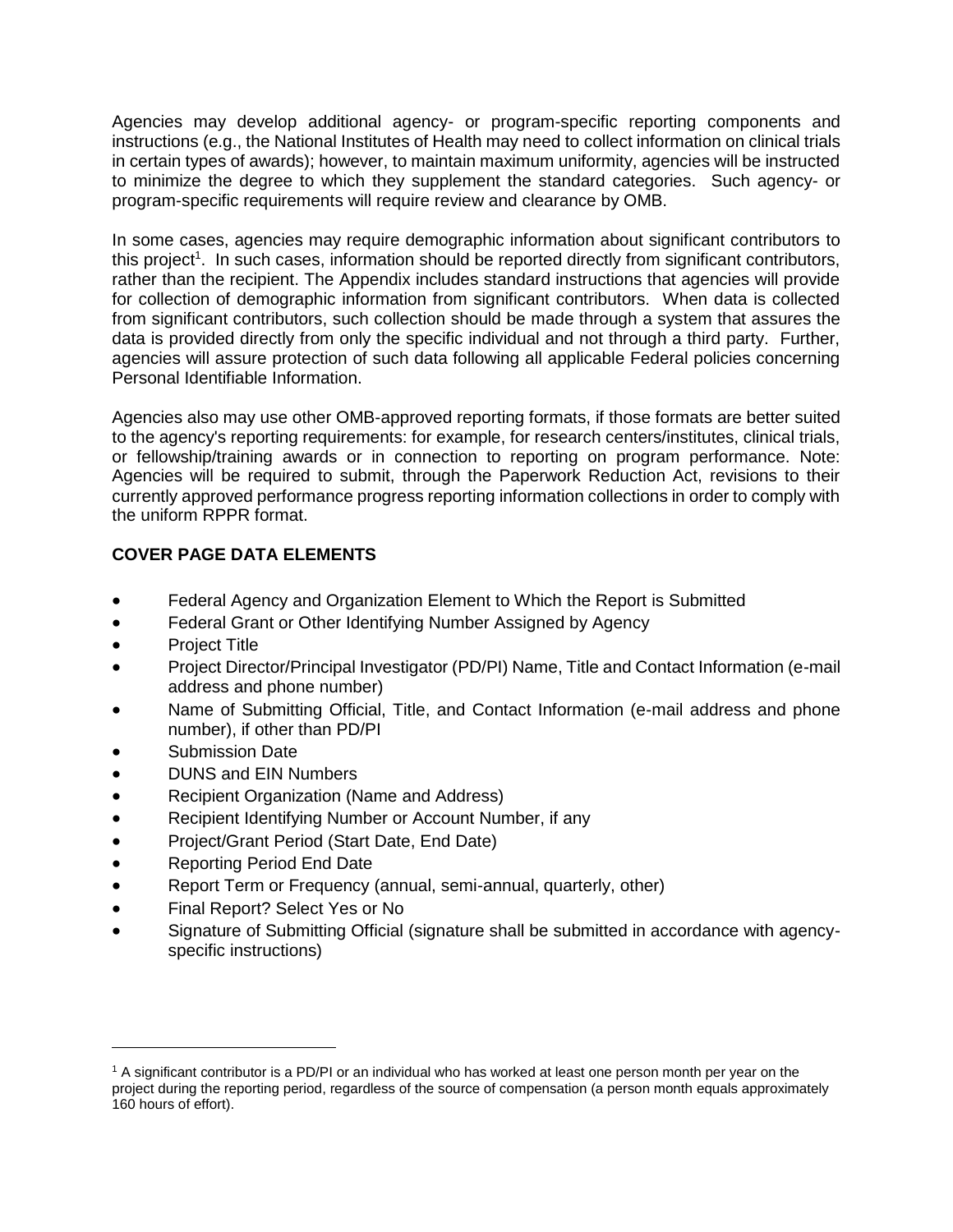Agencies may develop additional agency- or program-specific reporting components and instructions (e.g., the National Institutes of Health may need to collect information on clinical trials in certain types of awards); however, to maintain maximum uniformity, agencies will be instructed to minimize the degree to which they supplement the standard categories. Such agency- or program-specific requirements will require review and clearance by OMB.

In some cases, agencies may require demographic information about significant contributors to this project[1]. In such cases, information should be reported directly from significant contributors, rather than the recipient. The Appendix includes standard instructions that agencies will provide for collection of demographic information from significant contributors. When data is collected from significant contributors, such collection should be made through a system that assures the data is provided directly from only the specific individual and not through a third party. Further, agencies will assure protection of such data following all applicable Federal policies concerning Personal Identifiable Information.

Agencies also may use other OMB-approved reporting formats, if those formats are better suited to the agency's reporting requirements: for example, for research centers/institutes, clinical trials, or fellowship/training awards or in connection to reporting on program performance. Note: Agencies will be required to submit, through the Paperwork Reduction Act, revisions to their currently approved performance progress reporting information collections in order to comply with the uniform RPPR format.

**COVER PAGE DATA ELEMENTS**

- Federal Agency and Organization Element to Which the Report is Submitted
- Federal Grant or Other Identifying Number Assigned by Agency
- Project Title
- Project Director/Principal Investigator (PD/PI) Name, Title and Contact Information (e-mail address and phone number)
- Name of Submitting Official, Title, and Contact Information (e-mail address and phone number), if other than PD/PI
- Submission Date
- DUNS and EIN Numbers
- Recipient Organization (Name and Address)
- Recipient Identifying Number or Account Number, if any
- Project/Grant Period (Start Date, End Date)
- Reporting Period End Date
- Report Term or Frequency (annual, semi-annual, quarterly, other)
- Final Report? Select Yes or No
- Signature of Submitting Official (signature shall be submitted in accordance with agency-specific instructions)

---

[1] A significant contributor is a PD/PI or an individual who has worked at least one person month per year on the project during the reporting period, regardless of the source of compensation (a person month equals approximately 160 hours of effort).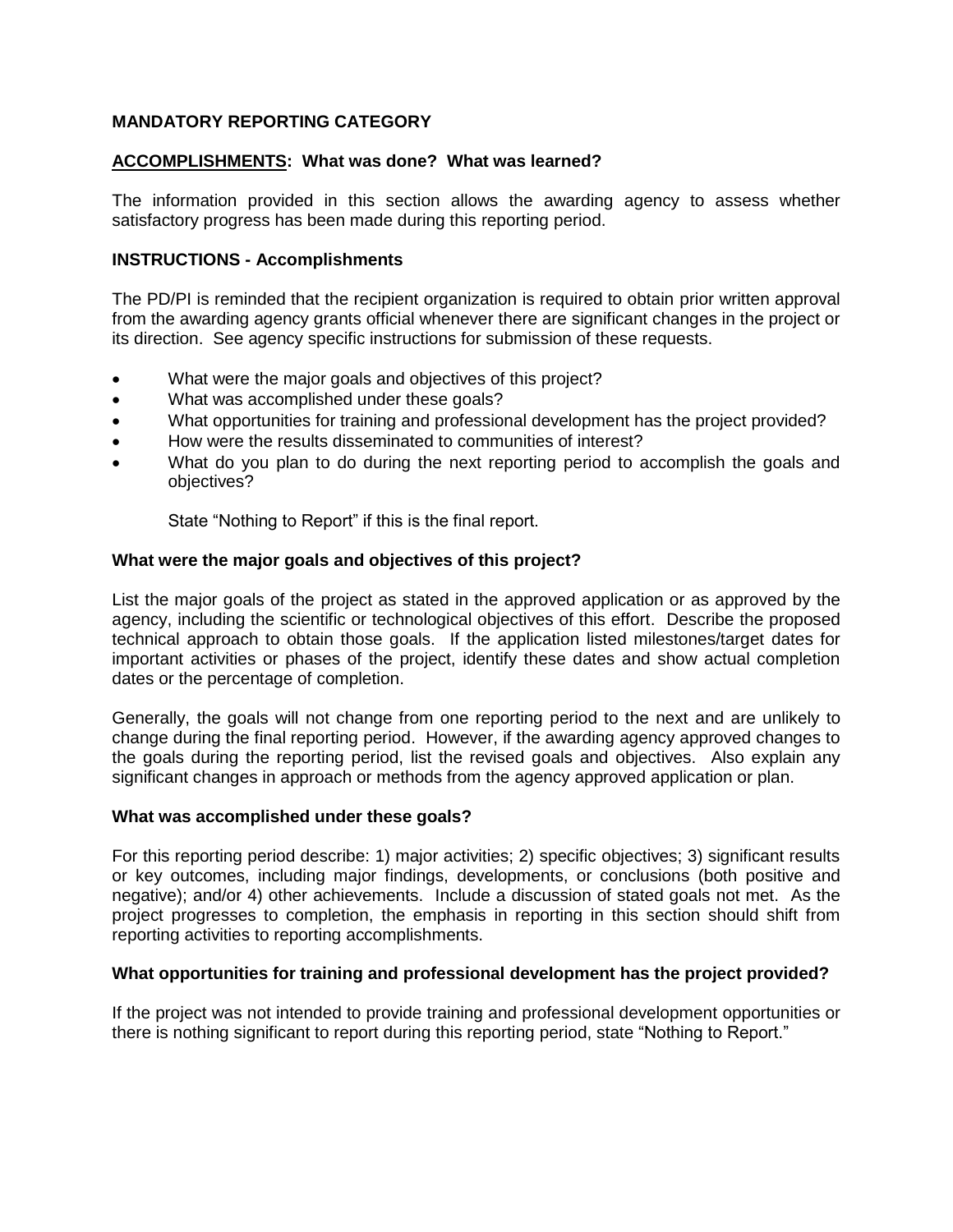## MANDATORY REPORTING CATEGORY

## ACCOMPLISHMENTS: What was done? What was learned?

The information provided in this section allows the awarding agency to assess whether satisfactory progress has been made during this reporting period.

### INSTRUCTIONS - Accomplishments

The PD/PI is reminded that the recipient organization is required to obtain prior written approval from the awarding agency grants official whenever there are significant changes in the project or its direction. See agency specific instructions for submission of these requests.

- What were the major goals and objectives of this project?
- What was accomplished under these goals?
- What opportunities for training and professional development has the project provided?
- How were the results disseminated to communities of interest?
- What do you plan to do during the next reporting period to accomplish the goals and objectives?

  State "Nothing to Report" if this is the final report.

### What were the major goals and objectives of this project?

List the major goals of the project as stated in the approved application or as approved by the agency, including the scientific or technological objectives of this effort. Describe the proposed technical approach to obtain those goals. If the application listed milestones/target dates for important activities or phases of the project, identify these dates and show actual completion dates or the percentage of completion.

Generally, the goals will not change from one reporting period to the next and are unlikely to change during the final reporting period. However, if the awarding agency approved changes to the goals during the reporting period, list the revised goals and objectives. Also explain any significant changes in approach or methods from the agency approved application or plan.

### What was accomplished under these goals?

For this reporting period describe: 1) major activities; 2) specific objectives; 3) significant results or key outcomes, including major findings, developments, or conclusions (both positive and negative); and/or 4) other achievements. Include a discussion of stated goals not met. As the project progresses to completion, the emphasis in reporting in this section should shift from reporting activities to reporting accomplishments.

### What opportunities for training and professional development has the project provided?

If the project was not intended to provide training and professional development opportunities or there is nothing significant to report during this reporting period, state "Nothing to Report."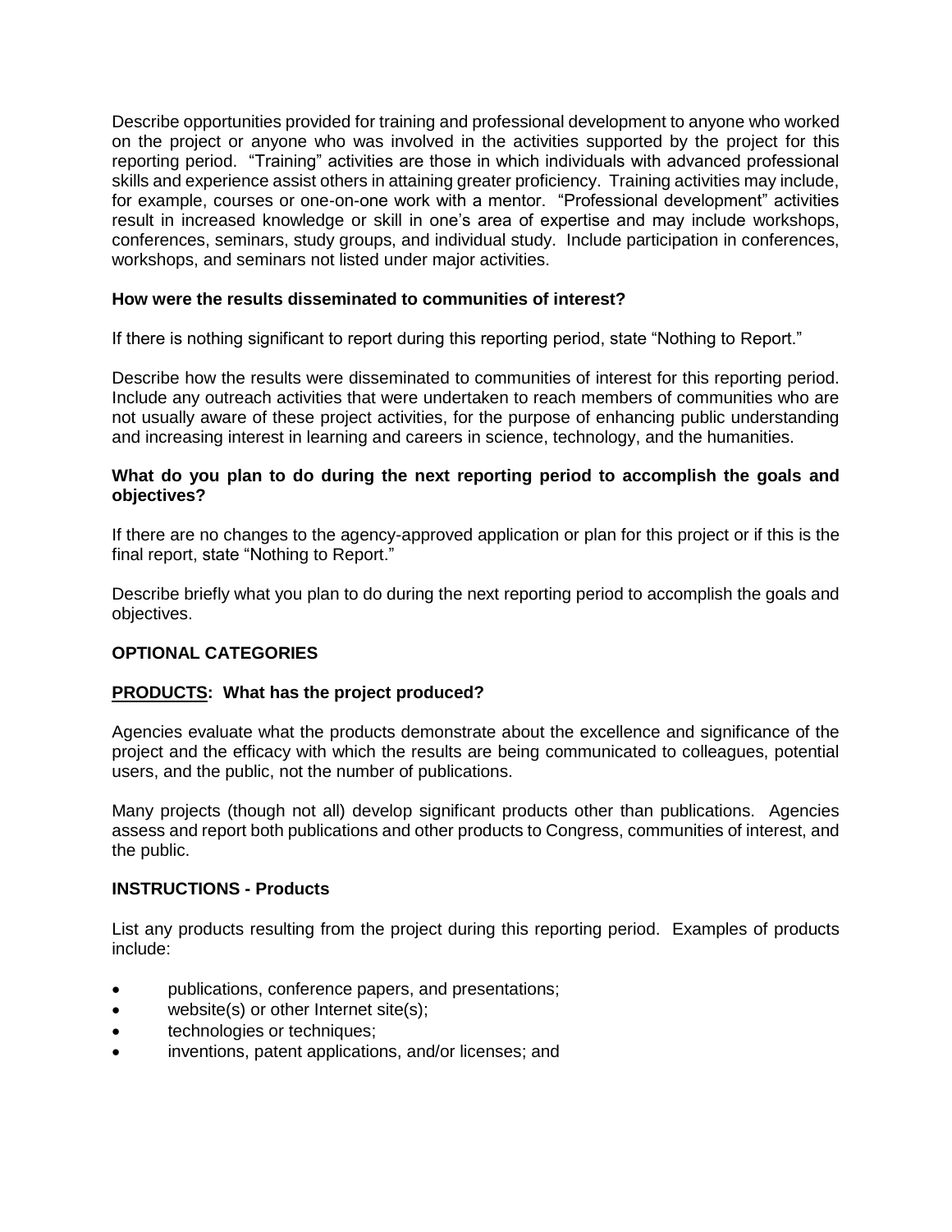Describe opportunities provided for training and professional development to anyone who worked on the project or anyone who was involved in the activities supported by the project for this reporting period. "Training" activities are those in which individuals with advanced professional skills and experience assist others in attaining greater proficiency. Training activities may include, for example, courses or one-on-one work with a mentor. "Professional development" activities result in increased knowledge or skill in one's area of expertise and may include workshops, conferences, seminars, study groups, and individual study. Include participation in conferences, workshops, and seminars not listed under major activities.

**How were the results disseminated to communities of interest?**

If there is nothing significant to report during this reporting period, state "Nothing to Report."

Describe how the results were disseminated to communities of interest for this reporting period. Include any outreach activities that were undertaken to reach members of communities who are not usually aware of these project activities, for the purpose of enhancing public understanding and increasing interest in learning and careers in science, technology, and the humanities.

**What do you plan to do during the next reporting period to accomplish the goals and objectives?**

If there are no changes to the agency-approved application or plan for this project or if this is the final report, state "Nothing to Report."

Describe briefly what you plan to do during the next reporting period to accomplish the goals and objectives.

**OPTIONAL CATEGORIES**

**<u>PRODUCTS</u>: What has the project produced?**

Agencies evaluate what the products demonstrate about the excellence and significance of the project and the efficacy with which the results are being communicated to colleagues, potential users, and the public, not the number of publications.

Many projects (though not all) develop significant products other than publications. Agencies assess and report both publications and other products to Congress, communities of interest, and the public.

**INSTRUCTIONS - Products**

List any products resulting from the project during this reporting period. Examples of products include:

- publications, conference papers, and presentations;
- website(s) or other Internet site(s);
- technologies or techniques;
- inventions, patent applications, and/or licenses; and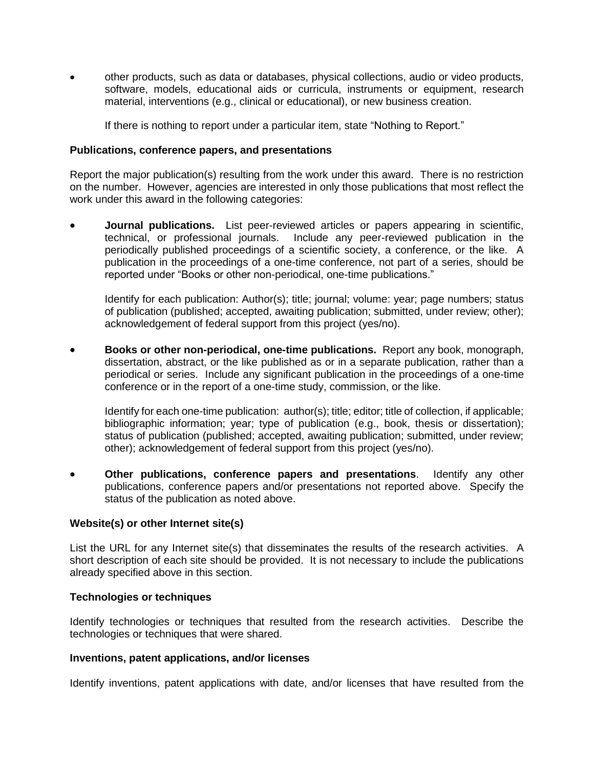- other products, such as data or databases, physical collections, audio or video products, software, models, educational aids or curricula, instruments or equipment, research material, interventions (e.g., clinical or educational), or new business creation.

  If there is nothing to report under a particular item, state "Nothing to Report."

**Publications, conference papers, and presentations**

Report the major publication(s) resulting from the work under this award. There is no restriction on the number. However, agencies are interested in only those publications that most reflect the work under this award in the following categories:

- **Journal publications.** List peer-reviewed articles or papers appearing in scientific, technical, or professional journals. Include any peer-reviewed publication in the periodically published proceedings of a scientific society, a conference, or the like. A publication in the proceedings of a one-time conference, not part of a series, should be reported under "Books or other non-periodical, one-time publications."

  Identify for each publication: Author(s); title; journal; volume: year; page numbers; status of publication (published; accepted, awaiting publication; submitted, under review; other); acknowledgement of federal support from this project (yes/no).

- **Books or other non-periodical, one-time publications.** Report any book, monograph, dissertation, abstract, or the like published as or in a separate publication, rather than a periodical or series. Include any significant publication in the proceedings of a one-time conference or in the report of a one-time study, commission, or the like.

  Identify for each one-time publication: author(s); title; editor; title of collection, if applicable; bibliographic information; year; type of publication (e.g., book, thesis or dissertation); status of publication (published; accepted, awaiting publication; submitted, under review; other); acknowledgement of federal support from this project (yes/no).

- **Other publications, conference papers and presentations**. Identify any other publications, conference papers and/or presentations not reported above. Specify the status of the publication as noted above.

**Website(s) or other Internet site(s)**

List the URL for any Internet site(s) that disseminates the results of the research activities. A short description of each site should be provided. It is not necessary to include the publications already specified above in this section.

**Technologies or techniques**

Identify technologies or techniques that resulted from the research activities. Describe the technologies or techniques that were shared.

**Inventions, patent applications, and/or licenses**

Identify inventions, patent applications with date, and/or licenses that have resulted from the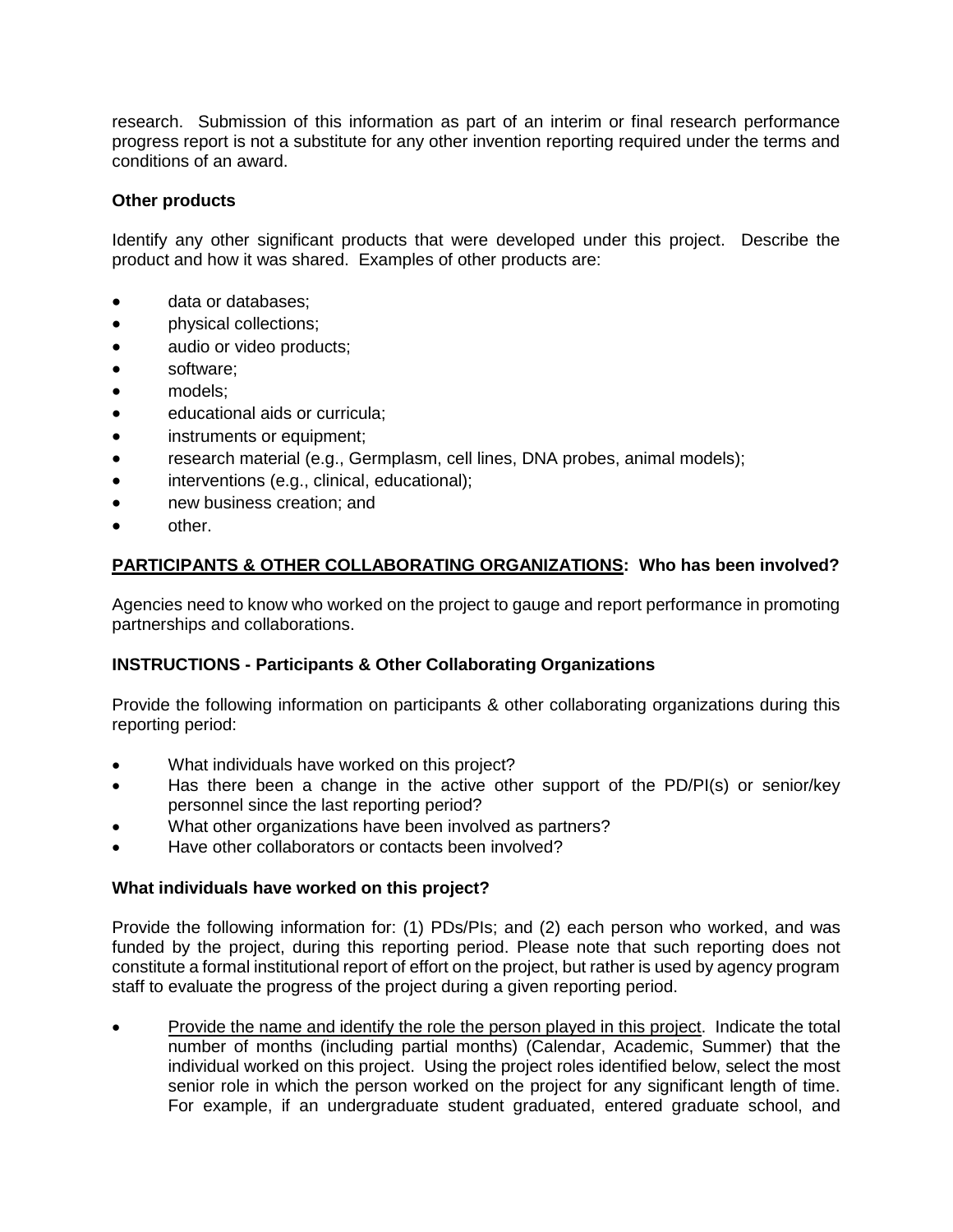research. Submission of this information as part of an interim or final research performance progress report is not a substitute for any other invention reporting required under the terms and conditions of an award.

**Other products**

Identify any other significant products that were developed under this project. Describe the product and how it was shared. Examples of other products are:

- data or databases;
- physical collections;
- audio or video products;
- software;
- models;
- educational aids or curricula;
- instruments or equipment;
- research material (e.g., Germplasm, cell lines, DNA probes, animal models);
- interventions (e.g., clinical, educational);
- new business creation; and
- other.

**<u>PARTICIPANTS & OTHER COLLABORATING ORGANIZATIONS</u>: Who has been involved?**

Agencies need to know who worked on the project to gauge and report performance in promoting partnerships and collaborations.

**INSTRUCTIONS - Participants & Other Collaborating Organizations**

Provide the following information on participants & other collaborating organizations during this reporting period:

- What individuals have worked on this project?
- Has there been a change in the active other support of the PD/PI(s) or senior/key personnel since the last reporting period?
- What other organizations have been involved as partners?
- Have other collaborators or contacts been involved?

**What individuals have worked on this project?**

Provide the following information for: (1) PDs/PIs; and (2) each person who worked, and was funded by the project, during this reporting period. Please note that such reporting does not constitute a formal institutional report of effort on the project, but rather is used by agency program staff to evaluate the progress of the project during a given reporting period.

- <u>Provide the name and identify the role the person played in this project</u>. Indicate the total number of months (including partial months) (Calendar, Academic, Summer) that the individual worked on this project. Using the project roles identified below, select the most senior role in which the person worked on the project for any significant length of time. For example, if an undergraduate student graduated, entered graduate school, and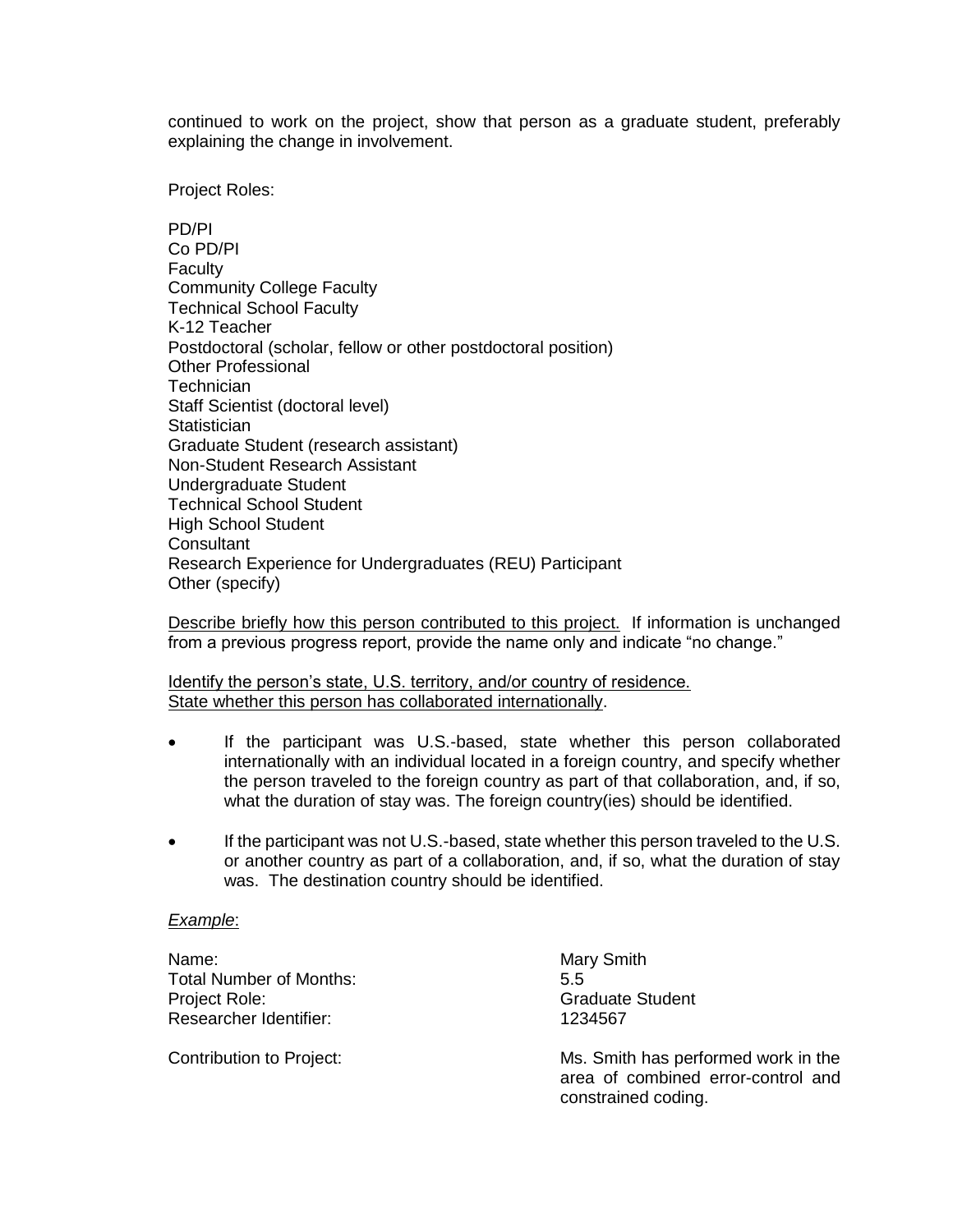continued to work on the project, show that person as a graduate student, preferably explaining the change in involvement.

Project Roles:

PD/PI
Co PD/PI
Faculty
Community College Faculty
Technical School Faculty
K-12 Teacher
Postdoctoral (scholar, fellow or other postdoctoral position)
Other Professional
Technician
Staff Scientist (doctoral level)
Statistician
Graduate Student (research assistant)
Non-Student Research Assistant
Undergraduate Student
Technical School Student
High School Student
Consultant
Research Experience for Undergraduates (REU) Participant
Other (specify)

<u>Describe briefly how this person contributed to this project.</u> If information is unchanged from a previous progress report, provide the name only and indicate "no change."

<u>Identify the person's state, U.S. territory, and/or country of residence.</u>
<u>State whether this person has collaborated internationally</u>.

- If the participant was U.S.-based, state whether this person collaborated internationally with an individual located in a foreign country, and specify whether the person traveled to the foreign country as part of that collaboration, and, if so, what the duration of stay was. The foreign country(ies) should be identified.

- If the participant was not U.S.-based, state whether this person traveled to the U.S. or another country as part of a collaboration, and, if so, what the duration of stay was. The destination country should be identified.

*<u>Example</u>*:

Name: Mary Smith
Total Number of Months: 5.5
Project Role: Graduate Student
Researcher Identifier: 1234567

Contribution to Project: Ms. Smith has performed work in the area of combined error-control and constrained coding.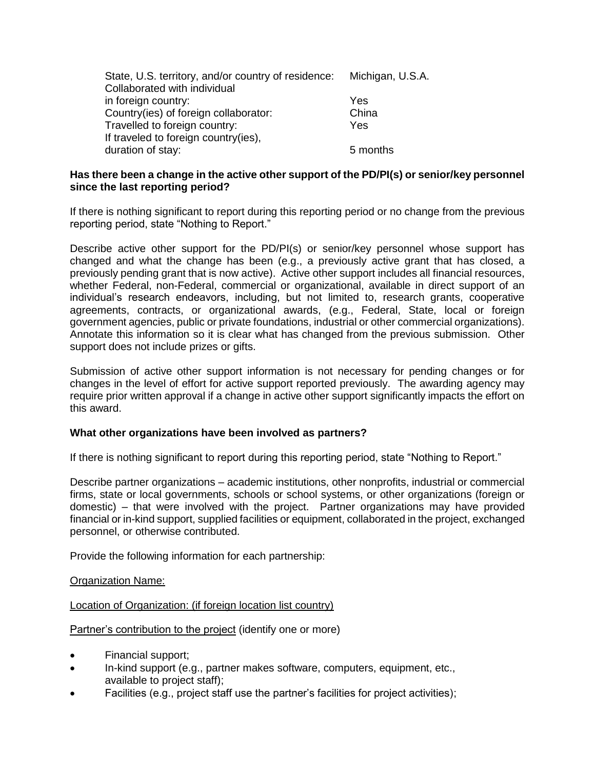| | |
|---|---|
| State, U.S. territory, and/or country of residence: | Michigan, U.S.A. |
| Collaborated with individual in foreign country: | Yes |
| Country(ies) of foreign collaborator: | China |
| Travelled to foreign country: | Yes |
| If traveled to foreign country(ies), duration of stay: | 5 months |

**Has there been a change in the active other support of the PD/PI(s) or senior/key personnel since the last reporting period?**

If there is nothing significant to report during this reporting period or no change from the previous reporting period, state "Nothing to Report."

Describe active other support for the PD/PI(s) or senior/key personnel whose support has changed and what the change has been (e.g., a previously active grant that has closed, a previously pending grant that is now active). Active other support includes all financial resources, whether Federal, non-Federal, commercial or organizational, available in direct support of an individual's research endeavors, including, but not limited to, research grants, cooperative agreements, contracts, or organizational awards, (e.g., Federal, State, local or foreign government agencies, public or private foundations, industrial or other commercial organizations). Annotate this information so it is clear what has changed from the previous submission. Other support does not include prizes or gifts.

Submission of active other support information is not necessary for pending changes or for changes in the level of effort for active support reported previously. The awarding agency may require prior written approval if a change in active other support significantly impacts the effort on this award.

**What other organizations have been involved as partners?**

If there is nothing significant to report during this reporting period, state "Nothing to Report."

Describe partner organizations – academic institutions, other nonprofits, industrial or commercial firms, state or local governments, schools or school systems, or other organizations (foreign or domestic) – that were involved with the project. Partner organizations may have provided financial or in-kind support, supplied facilities or equipment, collaborated in the project, exchanged personnel, or otherwise contributed.

Provide the following information for each partnership:

Organization Name:

Location of Organization: (if foreign location list country)

Partner's contribution to the project (identify one or more)

- Financial support;
- In-kind support (e.g., partner makes software, computers, equipment, etc., available to project staff);
- Facilities (e.g., project staff use the partner's facilities for project activities);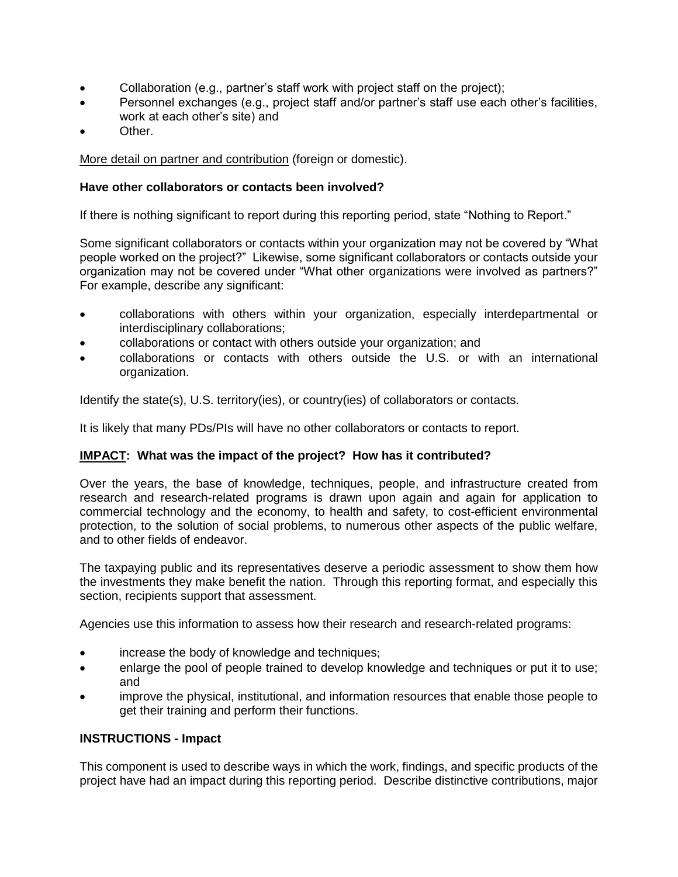- Collaboration (e.g., partner's staff work with project staff on the project);
- Personnel exchanges (e.g., project staff and/or partner's staff use each other's facilities, work at each other's site) and
- Other.

More detail on partner and contribution (foreign or domestic).

**Have other collaborators or contacts been involved?**

If there is nothing significant to report during this reporting period, state "Nothing to Report."

Some significant collaborators or contacts within your organization may not be covered by "What people worked on the project?" Likewise, some significant collaborators or contacts outside your organization may not be covered under "What other organizations were involved as partners?" For example, describe any significant:

- collaborations with others within your organization, especially interdepartmental or interdisciplinary collaborations;
- collaborations or contact with others outside your organization; and
- collaborations or contacts with others outside the U.S. or with an international organization.

Identify the state(s), U.S. territory(ies), or country(ies) of collaborators or contacts.

It is likely that many PDs/PIs will have no other collaborators or contacts to report.

**IMPACT: What was the impact of the project? How has it contributed?**

Over the years, the base of knowledge, techniques, people, and infrastructure created from research and research-related programs is drawn upon again and again for application to commercial technology and the economy, to health and safety, to cost-efficient environmental protection, to the solution of social problems, to numerous other aspects of the public welfare, and to other fields of endeavor.

The taxpaying public and its representatives deserve a periodic assessment to show them how the investments they make benefit the nation. Through this reporting format, and especially this section, recipients support that assessment.

Agencies use this information to assess how their research and research-related programs:

- increase the body of knowledge and techniques;
- enlarge the pool of people trained to develop knowledge and techniques or put it to use; and
- improve the physical, institutional, and information resources that enable those people to get their training and perform their functions.

**INSTRUCTIONS - Impact**

This component is used to describe ways in which the work, findings, and specific products of the project have had an impact during this reporting period. Describe distinctive contributions, major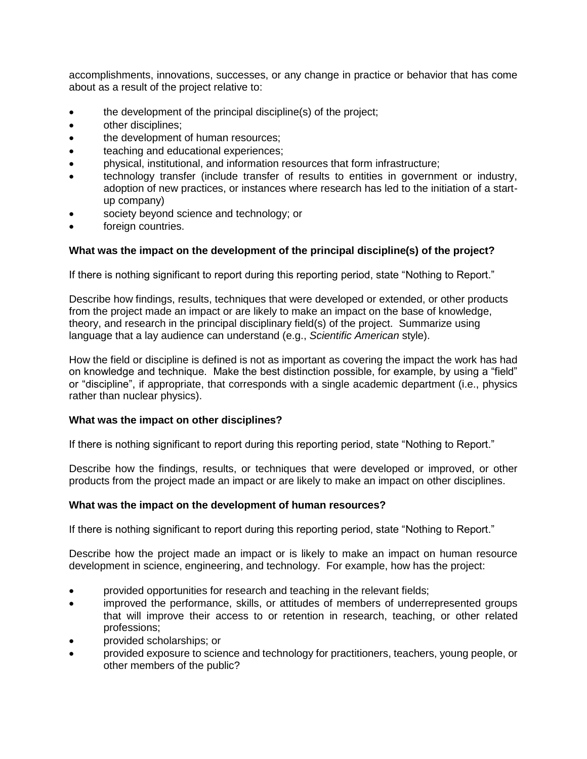accomplishments, innovations, successes, or any change in practice or behavior that has come about as a result of the project relative to:

- the development of the principal discipline(s) of the project;
- other disciplines;
- the development of human resources;
- teaching and educational experiences;
- physical, institutional, and information resources that form infrastructure;
- technology transfer (include transfer of results to entities in government or industry, adoption of new practices, or instances where research has led to the initiation of a start-up company)
- society beyond science and technology; or
- foreign countries.

**What was the impact on the development of the principal discipline(s) of the project?**

If there is nothing significant to report during this reporting period, state "Nothing to Report."

Describe how findings, results, techniques that were developed or extended, or other products from the project made an impact or are likely to make an impact on the base of knowledge, theory, and research in the principal disciplinary field(s) of the project. Summarize using language that a lay audience can understand (e.g., *Scientific American* style).

How the field or discipline is defined is not as important as covering the impact the work has had on knowledge and technique. Make the best distinction possible, for example, by using a "field" or "discipline", if appropriate, that corresponds with a single academic department (i.e., physics rather than nuclear physics).

**What was the impact on other disciplines?**

If there is nothing significant to report during this reporting period, state "Nothing to Report."

Describe how the findings, results, or techniques that were developed or improved, or other products from the project made an impact or are likely to make an impact on other disciplines.

**What was the impact on the development of human resources?**

If there is nothing significant to report during this reporting period, state "Nothing to Report."

Describe how the project made an impact or is likely to make an impact on human resource development in science, engineering, and technology. For example, how has the project:

- provided opportunities for research and teaching in the relevant fields;
- improved the performance, skills, or attitudes of members of underrepresented groups that will improve their access to or retention in research, teaching, or other related professions;
- provided scholarships; or
- provided exposure to science and technology for practitioners, teachers, young people, or other members of the public?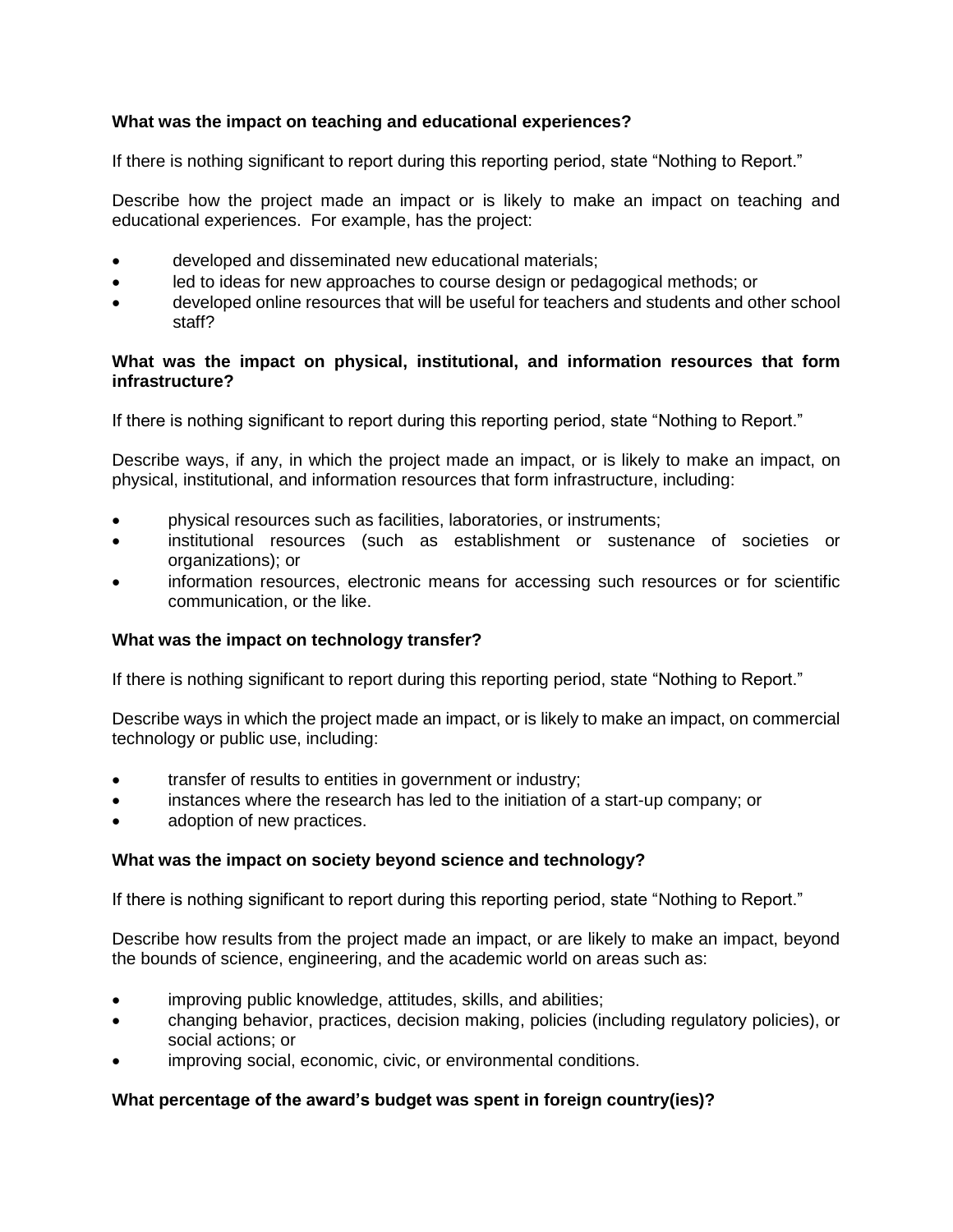**What was the impact on teaching and educational experiences?**

If there is nothing significant to report during this reporting period, state "Nothing to Report."

Describe how the project made an impact or is likely to make an impact on teaching and educational experiences. For example, has the project:

- developed and disseminated new educational materials;
- led to ideas for new approaches to course design or pedagogical methods; or
- developed online resources that will be useful for teachers and students and other school staff?

**What was the impact on physical, institutional, and information resources that form infrastructure?**

If there is nothing significant to report during this reporting period, state "Nothing to Report."

Describe ways, if any, in which the project made an impact, or is likely to make an impact, on physical, institutional, and information resources that form infrastructure, including:

- physical resources such as facilities, laboratories, or instruments;
- institutional resources (such as establishment or sustenance of societies or organizations); or
- information resources, electronic means for accessing such resources or for scientific communication, or the like.

**What was the impact on technology transfer?**

If there is nothing significant to report during this reporting period, state "Nothing to Report."

Describe ways in which the project made an impact, or is likely to make an impact, on commercial technology or public use, including:

- transfer of results to entities in government or industry;
- instances where the research has led to the initiation of a start-up company; or
- adoption of new practices.

**What was the impact on society beyond science and technology?**

If there is nothing significant to report during this reporting period, state "Nothing to Report."

Describe how results from the project made an impact, or are likely to make an impact, beyond the bounds of science, engineering, and the academic world on areas such as:

- improving public knowledge, attitudes, skills, and abilities;
- changing behavior, practices, decision making, policies (including regulatory policies), or social actions; or
- improving social, economic, civic, or environmental conditions.

**What percentage of the award's budget was spent in foreign country(ies)?**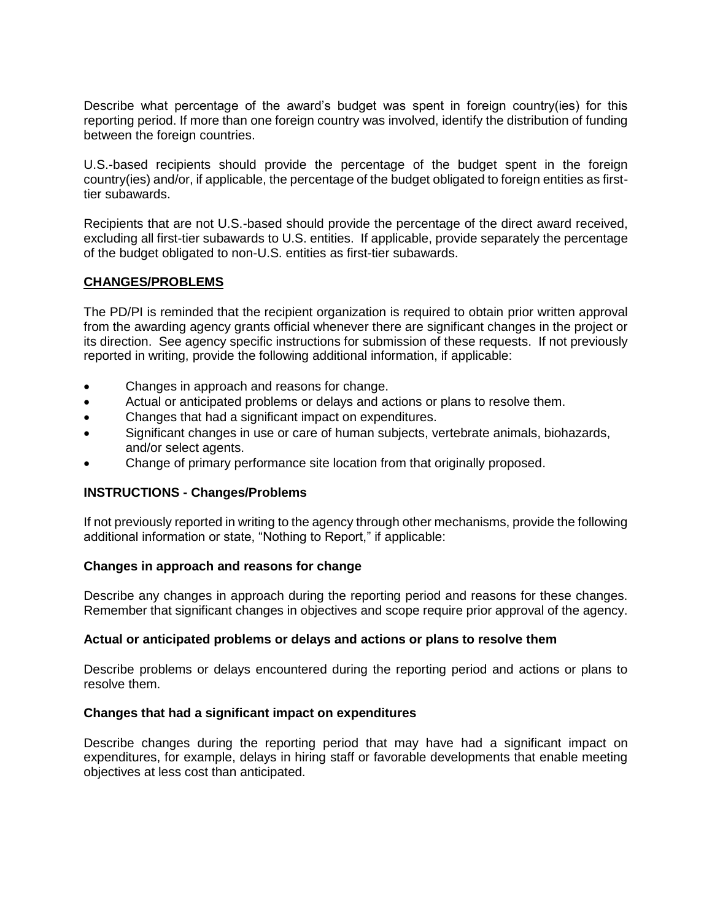Describe what percentage of the award's budget was spent in foreign country(ies) for this reporting period. If more than one foreign country was involved, identify the distribution of funding between the foreign countries.

U.S.-based recipients should provide the percentage of the budget spent in the foreign country(ies) and/or, if applicable, the percentage of the budget obligated to foreign entities as first-tier subawards.

Recipients that are not U.S.-based should provide the percentage of the direct award received, excluding all first-tier subawards to U.S. entities. If applicable, provide separately the percentage of the budget obligated to non-U.S. entities as first-tier subawards.

## CHANGES/PROBLEMS

The PD/PI is reminded that the recipient organization is required to obtain prior written approval from the awarding agency grants official whenever there are significant changes in the project or its direction. See agency specific instructions for submission of these requests. If not previously reported in writing, provide the following additional information, if applicable:

- Changes in approach and reasons for change.
- Actual or anticipated problems or delays and actions or plans to resolve them.
- Changes that had a significant impact on expenditures.
- Significant changes in use or care of human subjects, vertebrate animals, biohazards, and/or select agents.
- Change of primary performance site location from that originally proposed.

### INSTRUCTIONS - Changes/Problems

If not previously reported in writing to the agency through other mechanisms, provide the following additional information or state, "Nothing to Report," if applicable:

#### Changes in approach and reasons for change

Describe any changes in approach during the reporting period and reasons for these changes. Remember that significant changes in objectives and scope require prior approval of the agency.

#### Actual or anticipated problems or delays and actions or plans to resolve them

Describe problems or delays encountered during the reporting period and actions or plans to resolve them.

#### Changes that had a significant impact on expenditures

Describe changes during the reporting period that may have had a significant impact on expenditures, for example, delays in hiring staff or favorable developments that enable meeting objectives at less cost than anticipated.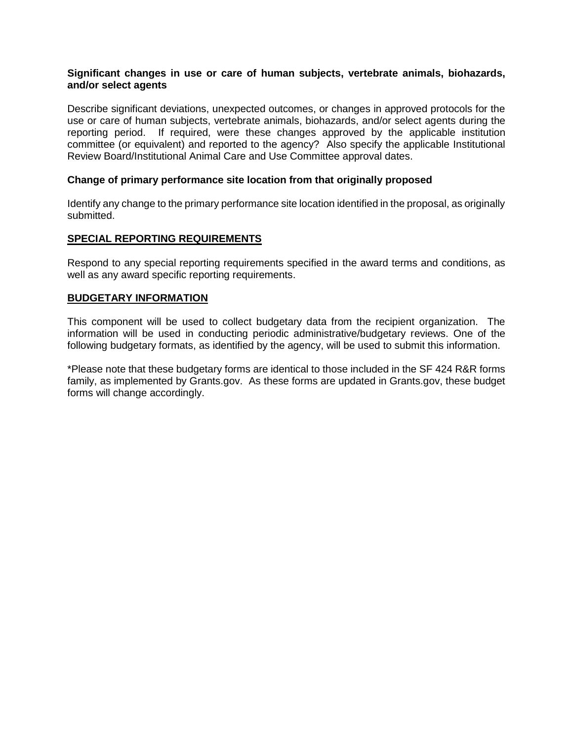**Significant changes in use or care of human subjects, vertebrate animals, biohazards, and/or select agents**

Describe significant deviations, unexpected outcomes, or changes in approved protocols for the use or care of human subjects, vertebrate animals, biohazards, and/or select agents during the reporting period. If required, were these changes approved by the applicable institution committee (or equivalent) and reported to the agency? Also specify the applicable Institutional Review Board/Institutional Animal Care and Use Committee approval dates.

**Change of primary performance site location from that originally proposed**

Identify any change to the primary performance site location identified in the proposal, as originally submitted.

## SPECIAL REPORTING REQUIREMENTS

Respond to any special reporting requirements specified in the award terms and conditions, as well as any award specific reporting requirements.

## BUDGETARY INFORMATION

This component will be used to collect budgetary data from the recipient organization. The information will be used in conducting periodic administrative/budgetary reviews. One of the following budgetary formats, as identified by the agency, will be used to submit this information.

*Please note that these budgetary forms are identical to those included in the SF 424 R&R forms family, as implemented by Grants.gov. As these forms are updated in Grants.gov, these budget forms will change accordingly.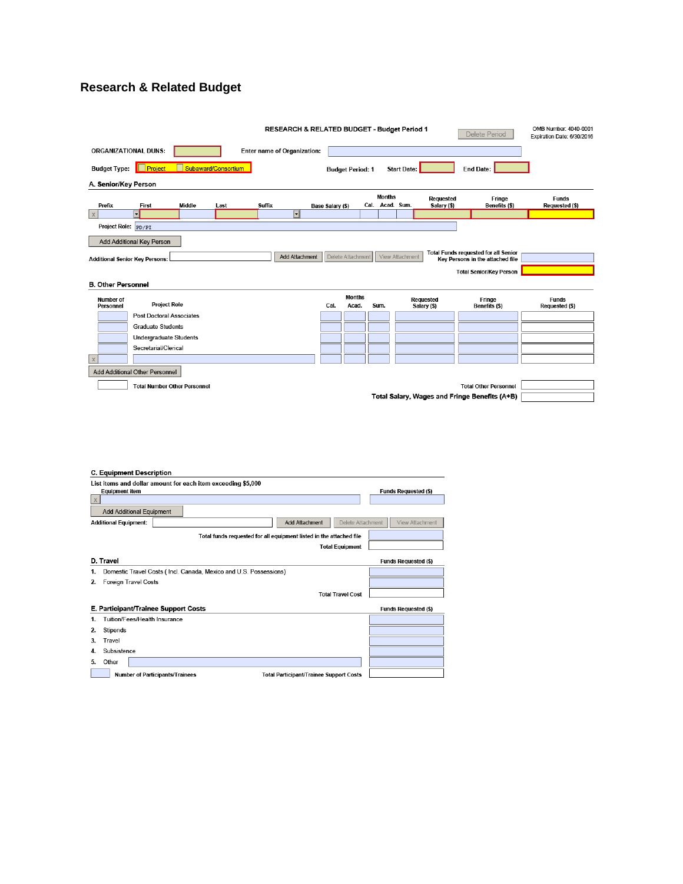# Research & Related Budget

**RESEARCH & RELATED BUDGET - Budget Period 1**

Delete Period

OMB Number: 4040-0001
Expiration Date: 6/30/2016

ORGANIZATIONAL DUNS: Enter name of Organization:

Budget Type: Project Subaward/Consortium

Budget Period: 1 Start Date: End Date:

## A. Senior/Key Person

| Prefix | First | Middle | Last | Suffix | Base Salary ($) | Months Cal. | Months Acad. | Months Sum. | Requested Salary ($) | Fringe Benefits ($) | Funds Requested ($) |
|---|---|---|---|---|---|---|---|---|---|---|---|
| | | | | | | | | | | | |

Project Role: PD/PI

Add Additional Key Person

Additional Senior Key Persons: Add Attachment | Delete Attachment | View Attachment

Total Funds requested for all Senior Key Persons in the attached file

Total Senior/Key Person

## B. Other Personnel

| Number of Personnel | Project Role | Months Cal. | Months Acad. | Months Sum. | Requested Salary ($) | Fringe Benefits ($) | Funds Requested ($) |
|---|---|---|---|---|---|---|---|
| | Post Doctoral Associates | | | | | | |
| | Graduate Students | | | | | | |
| | Undergraduate Students | | | | | | |
| | Secretarial/Clerical | | | | | | |
| | | | | | | | |

Add Additional Other Personnel

Total Number Other Personnel

Total Other Personnel

**Total Salary, Wages and Fringe Benefits (A+B)**

## C. Equipment Description

List items and dollar amount for each item exceeding $5,000

| Equipment item | Funds Requested ($) |
|---|---|
| | |

Add Additional Equipment

Additional Equipment: Add Attachment | Delete Attachment | View Attachment

Total funds requested for all equipment listed in the attached file

Total Equipment

## D. Travel

| | Funds Requested ($) |
|---|---|
| 1. Domestic Travel Costs ( Incl. Canada, Mexico and U.S. Possessions) | |
| 2. Foreign Travel Costs | |
| Total Travel Cost | |

## E. Participant/Trainee Support Costs

| | Funds Requested ($) |
|---|---|
| 1. Tuition/Fees/Health Insurance | |
| 2. Stipends | |
| 3. Travel | |
| 4. Subsistence | |
| 5. Other | |

Number of Participants/Trainees

Total Participant/Trainee Support Costs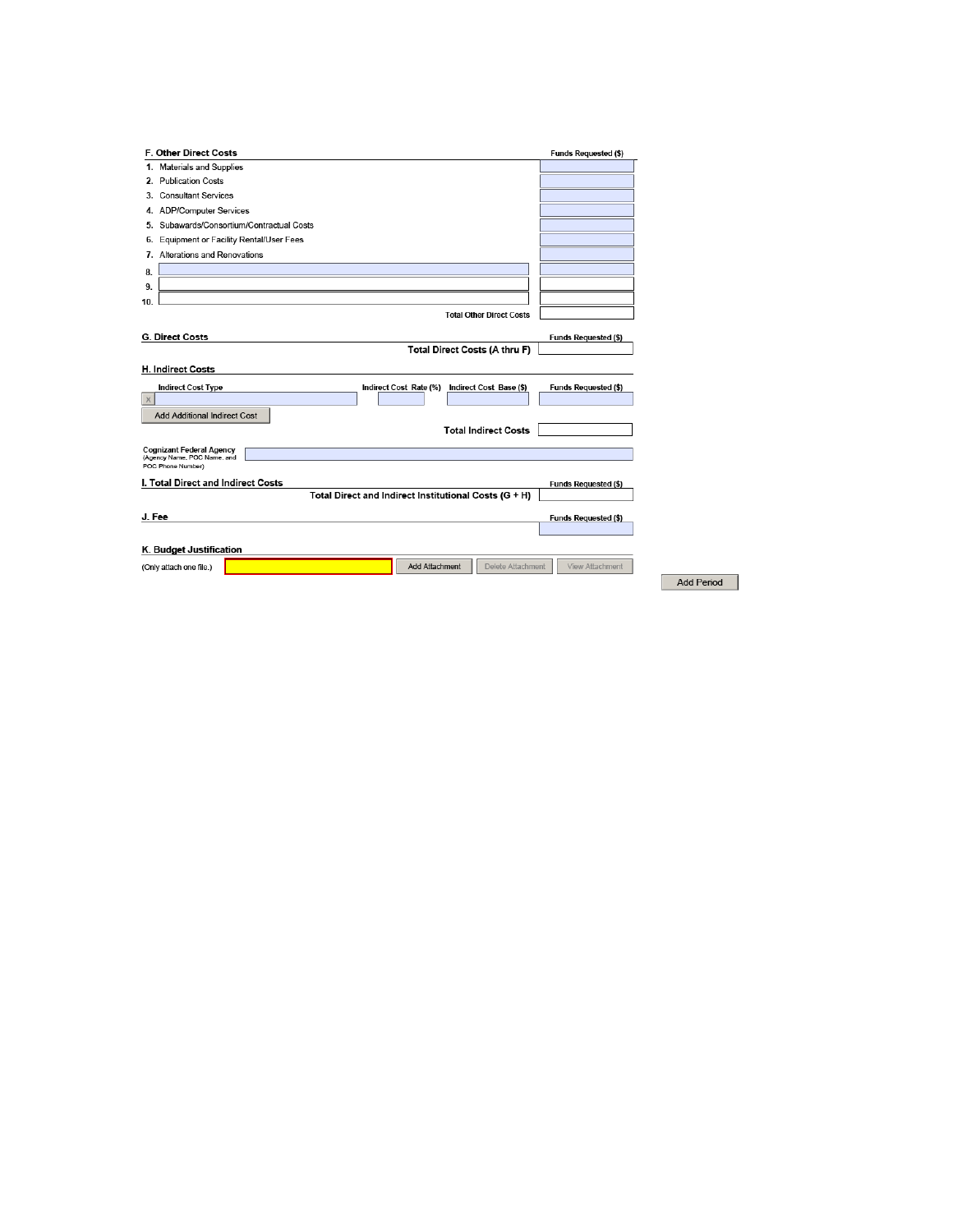### F. Other Direct Costs

| | | Funds Requested ($) |
|---|---|---|
| 1. | Materials and Supplies | |
| 2. | Publication Costs | |
| 3. | Consultant Services | |
| 4. | ADP/Computer Services | |
| 5. | Subawards/Consortium/Contractual Costs | |
| 6. | Equipment or Facility Rental/User Fees | |
| 7. | Alterations and Renovations | |
| 8. | | |
| 9. | | |
| 10. | | |
| | Total Other Direct Costs | |

### G. Direct Costs

| | Funds Requested ($) |
|---|---|
| Total Direct Costs (A thru F) | |

### H. Indirect Costs

| Indirect Cost Type | Indirect Cost Rate (%) | Indirect Cost Base ($) | Funds Requested ($) |
|---|---|---|---|
| | | | |

Add Additional Indirect Cost

**Total Indirect Costs**

Cognizant Federal Agency
(Agency Name, POC Name, and POC Phone Number)

### I. Total Direct and Indirect Costs

| | Funds Requested ($) |
|---|---|
| Total Direct and Indirect Institutional Costs (G + H) | |

### J. Fee

| Funds Requested ($) |
|---|
| |

### K. Budget Justification

(Only attach one file.)

Add Attachment | Delete Attachment | View Attachment

Add Period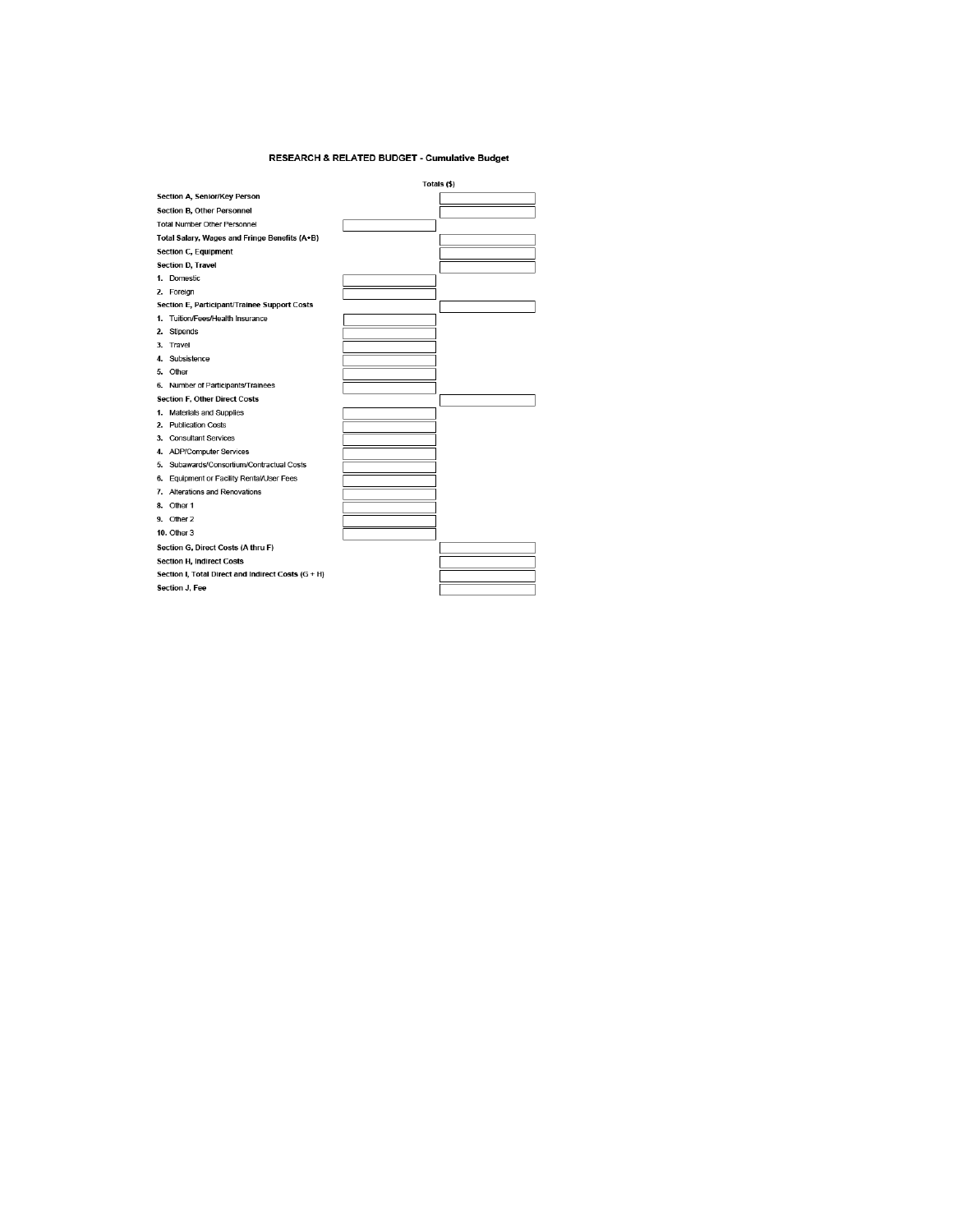# RESEARCH & RELATED BUDGET - Cumulative Budget

| | | Totals ($) |
|---|---|---|
| **Section A, Senior/Key Person** | | |
| **Section B, Other Personnel** | | |
| Total Number Other Personnel | | |
| **Total Salary, Wages and Fringe Benefits (A+B)** | | |
| **Section C, Equipment** | | |
| **Section D, Travel** | | |
| **1.** Domestic | | |
| **2.** Foreign | | |
| **Section E, Participant/Trainee Support Costs** | | |
| **1.** Tuition/Fees/Health Insurance | | |
| **2.** Stipends | | |
| **3.** Travel | | |
| **4.** Subsistence | | |
| **5.** Other | | |
| **6.** Number of Participants/Trainees | | |
| **Section F, Other Direct Costs** | | |
| **1.** Materials and Supplies | | |
| **2.** Publication Costs | | |
| **3.** Consultant Services | | |
| **4.** ADP/Computer Services | | |
| **5.** Subawards/Consortium/Contractual Costs | | |
| **6.** Equipment or Facility Rental/User Fees | | |
| **7.** Alterations and Renovations | | |
| **8.** Other 1 | | |
| **9.** Other 2 | | |
| **10.** Other 3 | | |
| **Section G, Direct Costs (A thru F)** | | |
| **Section H, Indirect Costs** | | |
| **Section I, Total Direct and Indirect Costs (G + H)** | | |
| **Section J, Fee** | | |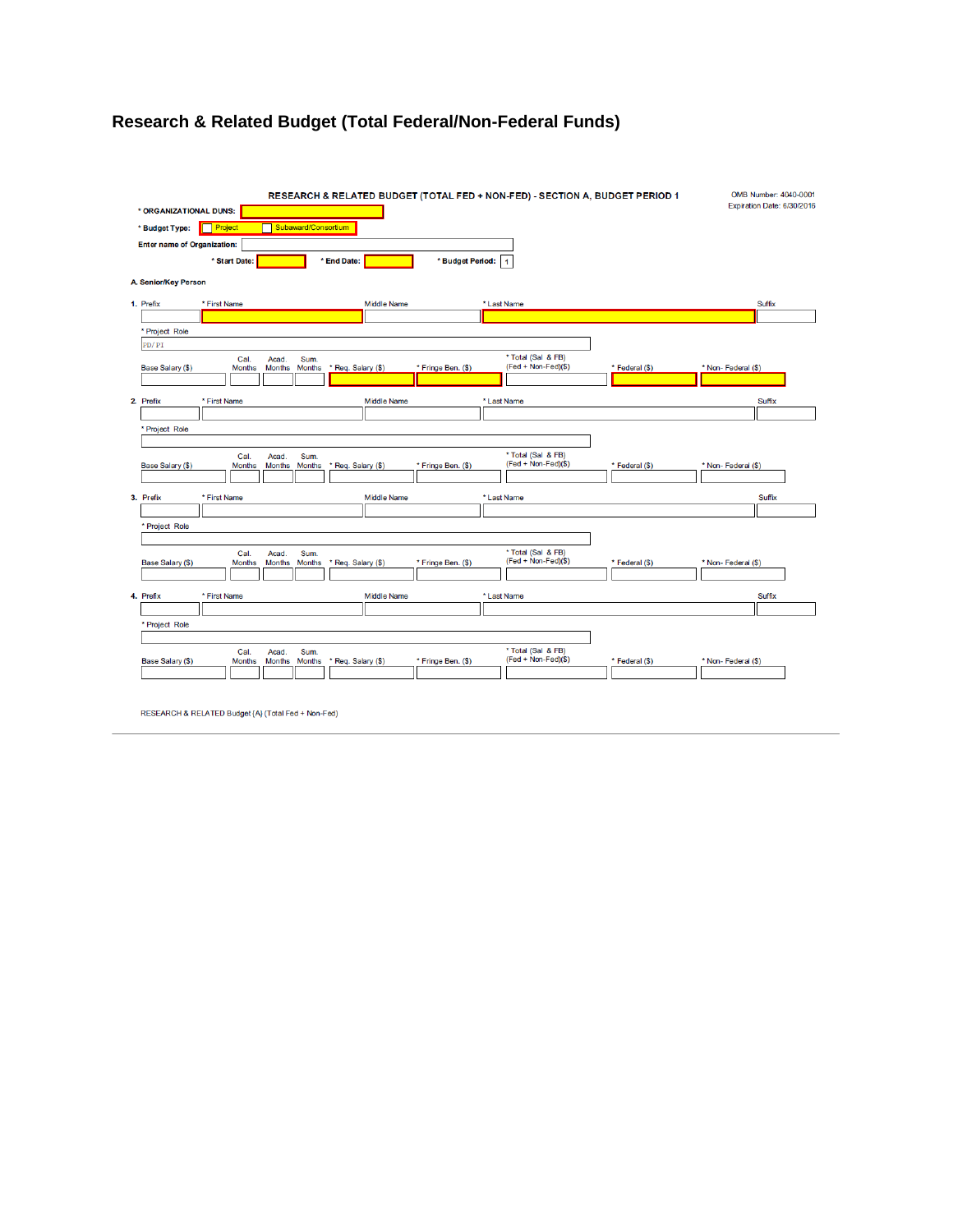## Research & Related Budget (Total Federal/Non-Federal Funds)

**RESEARCH & RELATED BUDGET (TOTAL FED + NON-FED) - SECTION A, BUDGET PERIOD 1**

OMB Number: 4040-0001
Expiration Date: 6/30/2016

**\* ORGANIZATIONAL DUNS:**

**\* Budget Type:** ☐ Project ☐ Subaward/Consortium

**Enter name of Organization:**

**\* Start Date:** **\* End Date:** **\* Budget Period:** 1

**A. Senior/Key Person**

**1.** Prefix | \* First Name | Middle Name | \* Last Name | Suffix

\* Project Role: PD/PI

| Base Salary ($) | Cal. Months | Acad. Months | Sum. Months | \* Req. Salary ($) | \* Fringe Ben. ($) | \* Total (Sal & FB) (Fed + Non-Fed)($) | \* Federal ($) | \* Non- Federal ($) |
|---|---|---|---|---|---|---|---|---|
| | | | | | | | | |

**2.** Prefix | \* First Name | Middle Name | \* Last Name | Suffix

\* Project Role

| Base Salary ($) | Cal. Months | Acad. Months | Sum. Months | \* Req. Salary ($) | \* Fringe Ben. ($) | \* Total (Sal & FB) (Fed + Non-Fed)($) | \* Federal ($) | \* Non- Federal ($) |
|---|---|---|---|---|---|---|---|---|
| | | | | | | | | |

**3.** Prefix | \* First Name | Middle Name | \* Last Name | Suffix

\* Project Role

| Base Salary ($) | Cal. Months | Acad. Months | Sum. Months | \* Req. Salary ($) | \* Fringe Ben. ($) | \* Total (Sal & FB) (Fed + Non-Fed)($) | \* Federal ($) | \* Non- Federal ($) |
|---|---|---|---|---|---|---|---|---|
| | | | | | | | | |

**4.** Prefix | \* First Name | Middle Name | \* Last Name | Suffix

\* Project Role

| Base Salary ($) | Cal. Months | Acad. Months | Sum. Months | \* Req. Salary ($) | \* Fringe Ben. ($) | \* Total (Sal & FB) (Fed + Non-Fed)($) | \* Federal ($) | \* Non- Federal ($) |
|---|---|---|---|---|---|---|---|---|
| | | | | | | | | |

RESEARCH & RELATED Budget {A} (Total Fed + Non-Fed)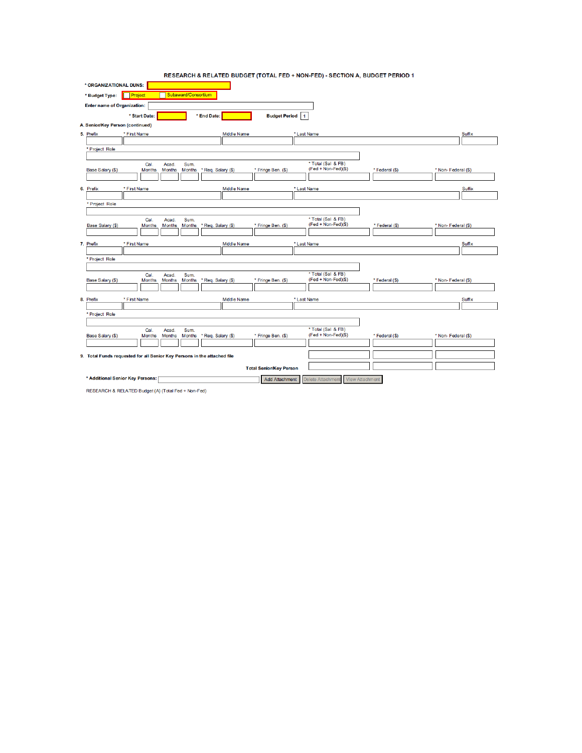# RESEARCH & RELATED BUDGET (TOTAL FED + NON-FED) - SECTION A, BUDGET PERIOD 1

**\* ORGANIZATIONAL DUNS:**

**\* Budget Type:** ☐ Project ☐ Subaward/Consortium

**Enter name of Organization:**

**\* Start Date:** **\* End Date:** **Budget Period** 1

**A. Senior/Key Person (continued)**

**5.** Prefix | \* First Name | Middle Name | \* Last Name | Suffix

\* Project Role

| Base Salary ($) | Cal. Months | Acad. Months | Sum. Months | \* Req. Salary ($) | \* Fringe Ben. ($) | \* Total (Sal & FB) (Fed + Non-Fed)($) | \* Federal ($) | \* Non- Federal ($) |
|---|---|---|---|---|---|---|---|---|
| | | | | | | | | |

**6.** Prefix | \* First Name | Middle Name | \* Last Name | Suffix

\* Project Role

| Base Salary ($) | Cal. Months | Acad. Months | Sum. Months | \* Req. Salary ($) | \* Fringe Ben. ($) | \* Total (Sal & FB) (Fed + Non-Fed)($) | \* Federal ($) | \* Non- Federal ($) |
|---|---|---|---|---|---|---|---|---|
| | | | | | | | | |

**7.** Prefix | \* First Name | Middle Name | \* Last Name | Suffix

\* Project Role

| Base Salary ($) | Cal. Months | Acad. Months | Sum. Months | \* Req. Salary ($) | \* Fringe Ben. ($) | \* Total (Sal & FB) (Fed + Non-Fed)($) | \* Federal ($) | \* Non- Federal ($) |
|---|---|---|---|---|---|---|---|---|
| | | | | | | | | |

**8.** Prefix | \* First Name | Middle Name | \* Last Name | Suffix

\* Project Role

| Base Salary ($) | Cal. Months | Acad. Months | Sum. Months | \* Req. Salary ($) | \* Fringe Ben. ($) | \* Total (Sal & FB) (Fed + Non-Fed)($) | \* Federal ($) | \* Non- Federal ($) |
|---|---|---|---|---|---|---|---|---|
| | | | | | | | | |

**9. Total Funds requested for all Senior Key Persons in the attached file**

**Total Senior/Key Person**

**\* Additional Senior Key Persons:** [Add Attachment] [Delete Attachment] [View Attachment]

RESEARCH & RELATED Budget {A} (Total Fed + Non-Fed)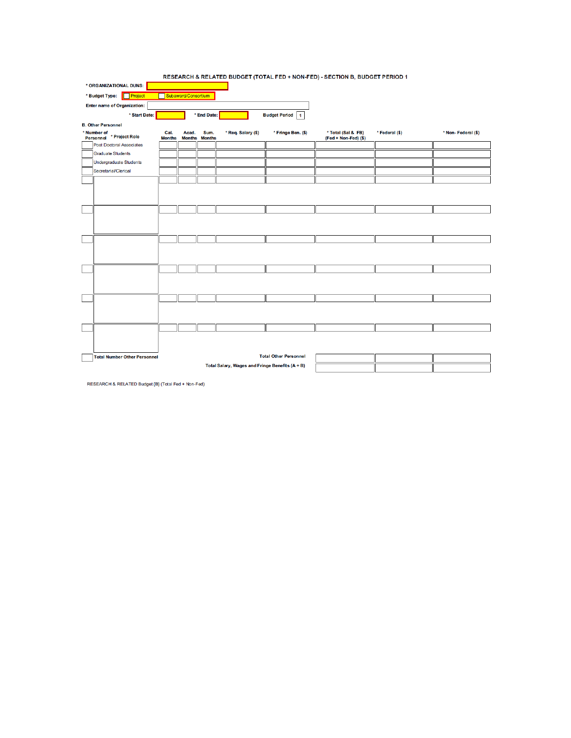## RESEARCH & RELATED BUDGET (TOTAL FED + NON-FED) - SECTION B, BUDGET PERIOD 1

**\* ORGANIZATIONAL DUNS:**

**\* Budget Type:** ☐ Project ☐ Subaward/Consortium

**Enter name of Organization:**

**\* Start Date:** **\* End Date:** **Budget Period** 1

**B. Other Personnel**

| * Number of Personnel | * Project Role | Cal. Months | Acad. Months | Sum. Months | * Req. Salary ($) | * Fringe Ben. ($) | * Total (Sal & FB) (Fed + Non-Fed) ($) | * Federal ($) | * Non- Federal ($) |
|---|---|---|---|---|---|---|---|---|---|
| | Post Doctoral Associates | | | | | | | | |
| | Graduate Students | | | | | | | | |
| | Undergraduate Students | | | | | | | | |
| | Secretarial/Clerical | | | | | | | | |
| | | | | | | | | | |
| | | | | | | | | | |
| | | | | | | | | | |
| | | | | | | | | | |
| | | | | | | | | | |
| | | | | | | | | | |
| | **Total Number Other Personnel** | | | | | **Total Other Personnel** | | | |
| | | | | | | **Total Salary, Wages and Fringe Benefits (A + B)** | | | |

RESEARCH & RELATED Budget {B} (Total Fed + Non-Fed)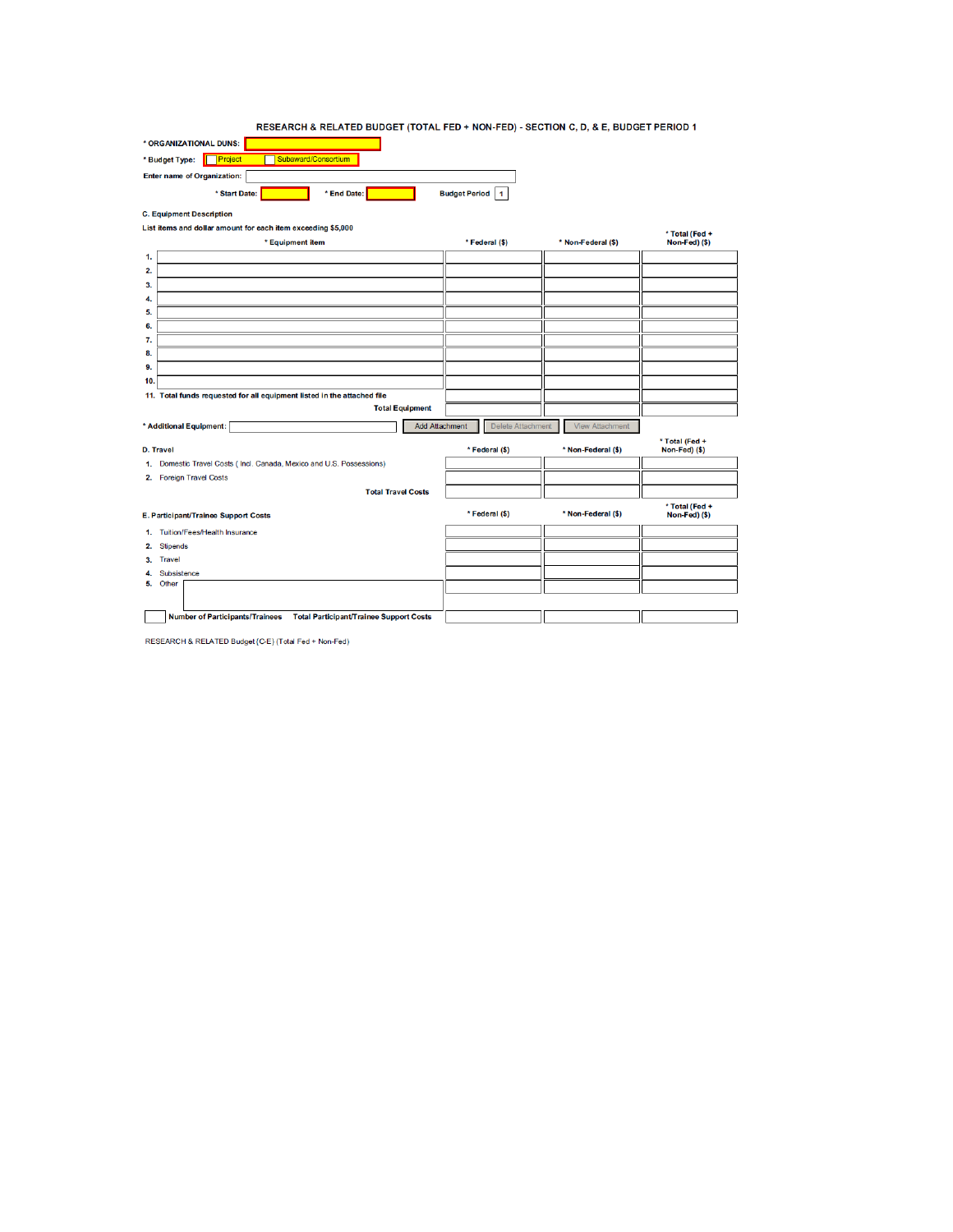# RESEARCH & RELATED BUDGET (TOTAL FED + NON-FED) - SECTION C, D, & E, BUDGET PERIOD 1

\* ORGANIZATIONAL DUNS:

\* Budget Type: ☐ Project ☐ Subaward/Consortium

Enter name of Organization:

\* Start Date: \* End Date: Budget Period 1

## C. Equipment Description

List items and dollar amount for each item exceeding $5,000

| | * Equipment item | * Federal ($) | * Non-Federal ($) | * Total (Fed + Non-Fed) ($) |
|---|---|---|---|---|
| 1. | | | | |
| 2. | | | | |
| 3. | | | | |
| 4. | | | | |
| 5. | | | | |
| 6. | | | | |
| 7. | | | | |
| 8. | | | | |
| 9. | | | | |
| 10. | | | | |
| 11. | Total funds requested for all equipment listed in the attached file | | | |
| | Total Equipment | | | |

\* Additional Equipment: Add Attachment Delete Attachment View Attachment

## D. Travel

| | | * Federal ($) | * Non-Federal ($) | * Total (Fed + Non-Fed) ($) |
|---|---|---|---|---|
| 1. | Domestic Travel Costs ( Incl. Canada, Mexico and U.S. Possessions) | | | |
| 2. | Foreign Travel Costs | | | |
| | Total Travel Costs | | | |

## E. Participant/Trainee Support Costs

| | | * Federal ($) | * Non-Federal ($) | * Total (Fed + Non-Fed) ($) |
|---|---|---|---|---|
| 1. | Tuition/Fees/Health Insurance | | | |
| 2. | Stipends | | | |
| 3. | Travel | | | |
| 4. | Subsistence | | | |
| 5. | Other | | | |
| | Number of Participants/Trainees Total Participant/Trainee Support Costs | | | |

RESEARCH & RELATED Budget {C-E} (Total Fed + Non-Fed)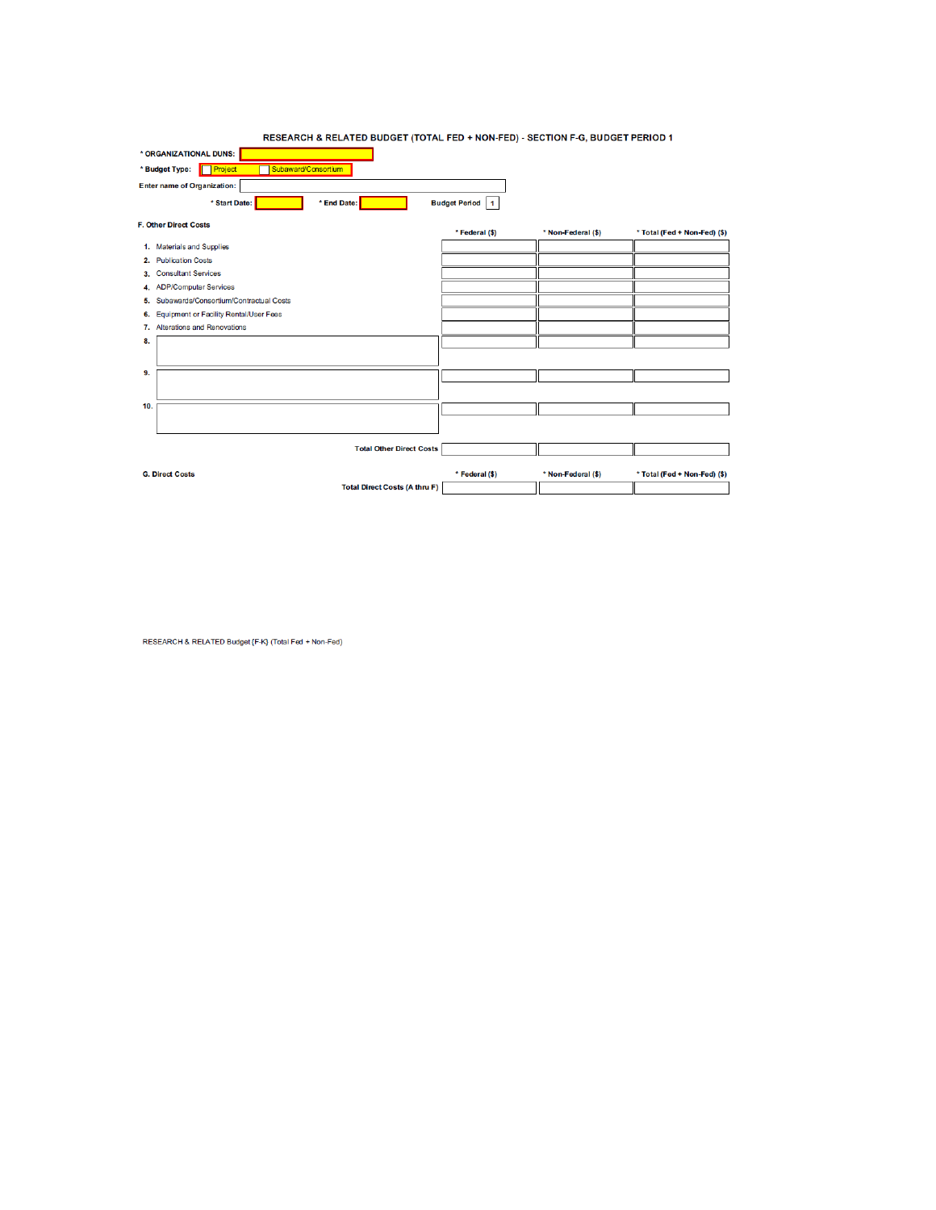## RESEARCH & RELATED BUDGET (TOTAL FED + NON-FED) - SECTION F-G, BUDGET PERIOD 1

* ORGANIZATIONAL DUNS:

* Budget Type: ☐ Project ☐ Subaward/Consortium

Enter name of Organization:

* Start Date: * End Date: Budget Period 1

**F. Other Direct Costs**

| | * Federal ($) | * Non-Federal ($) | * Total (Fed + Non-Fed) ($) |
|---|---|---|---|
| 1. Materials and Supplies | | | |
| 2. Publication Costs | | | |
| 3. Consultant Services | | | |
| 4. ADP/Computer Services | | | |
| 5. Subawards/Consortium/Contractual Costs | | | |
| 6. Equipment or Facility Rental/User Fees | | | |
| 7. Alterations and Renovations | | | |
| 8. | | | |
| 9. | | | |
| 10. | | | |
| Total Other Direct Costs | | | |

**G. Direct Costs**

| | * Federal ($) | * Non-Federal ($) | * Total (Fed + Non-Fed) ($) |
|---|---|---|---|
| Total Direct Costs (A thru F) | | | |

RESEARCH & RELATED Budget {F-K} (Total Fed + Non-Fed)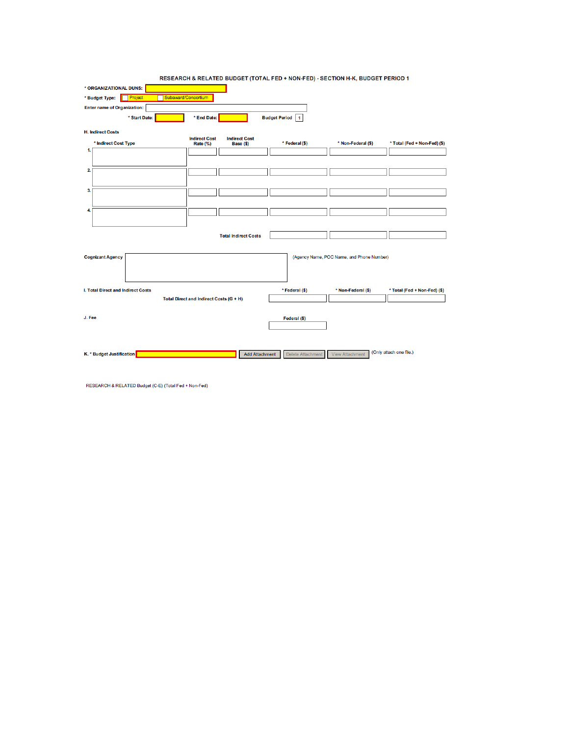# RESEARCH & RELATED BUDGET (TOTAL FED + NON-FED) - SECTION H-K, BUDGET PERIOD 1

\* ORGANIZATIONAL DUNS:

\* Budget Type: ☐ Project ☐ Subaward/Consortium

Enter name of Organization:

\* Start Date: \* End Date: Budget Period 1

**H. Indirect Costs**

| | \* Indirect Cost Type | Indirect Cost Rate (%) | Indirect Cost Base ($) | \* Federal ($) | \* Non-Federal ($) | \* Total (Fed + Non-Fed) ($) |
|---|---|---|---|---|---|---|
| 1. | | | | | | |
| 2. | | | | | | |
| 3. | | | | | | |
| 4. | | | | | | |
| | | | Total Indirect Costs | | | |

Cognizant Agency (Agency Name, POC Name, and Phone Number)

**I. Total Direct and Indirect Costs**

| | \* Federal ($) | \* Non-Federal ($) | \* Total (Fed + Non-Fed) ($) |
|---|---|---|---|
| Total Direct and Indirect Costs (G + H) | | | |

**J. Fee**

| Federal ($) |
|---|
| |

**K. \* Budget Justification** Add Attachment | Delete Attachment | View Attachment (Only attach one file.)

RESEARCH & RELATED Budget (C-E) (Total Fed + Non-Fed)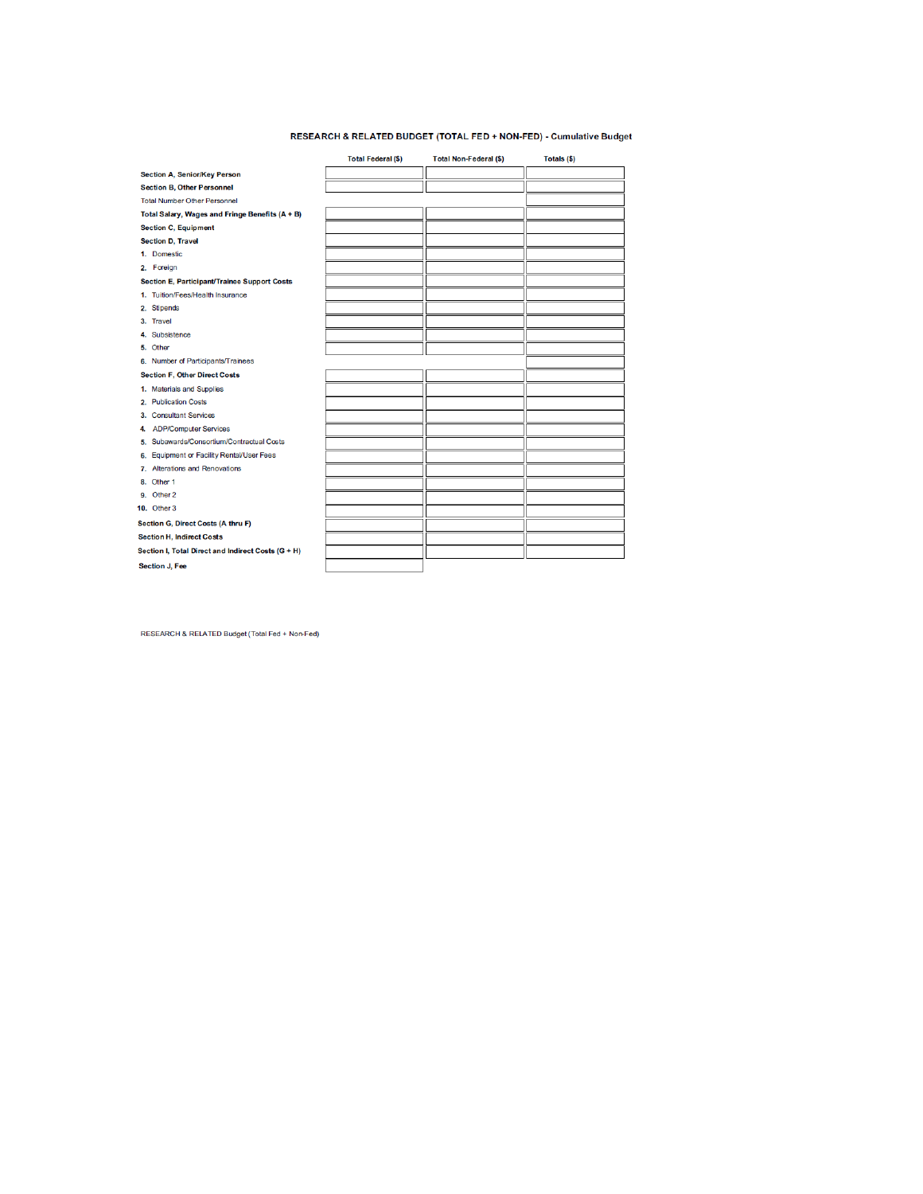## RESEARCH & RELATED BUDGET (TOTAL FED + NON-FED) - Cumulative Budget

| | Total Federal ($) | Total Non-Federal ($) | Totals ($) |
|---|---|---|---|
| **Section A, Senior/Key Person** | | | |
| **Section B, Other Personnel** | | | |
| Total Number Other Personnel | | | |
| **Total Salary, Wages and Fringe Benefits (A + B)** | | | |
| **Section C, Equipment** | | | |
| **Section D, Travel** | | | |
| 1. Domestic | | | |
| 2. Foreign | | | |
| **Section E, Participant/Trainee Support Costs** | | | |
| 1. Tuition/Fees/Health Insurance | | | |
| 2. Stipends | | | |
| 3. Travel | | | |
| 4. Subsistence | | | |
| 5. Other | | | |
| 6. Number of Participants/Trainees | | | |
| **Section F, Other Direct Costs** | | | |
| 1. Materials and Supplies | | | |
| 2. Publication Costs | | | |
| 3. Consultant Services | | | |
| 4. ADP/Computer Services | | | |
| 5. Subawards/Consortium/Contractual Costs | | | |
| 6. Equipment or Facility Rental/User Fees | | | |
| 7. Alterations and Renovations | | | |
| 8. Other 1 | | | |
| 9. Other 2 | | | |
| 10. Other 3 | | | |
| **Section G, Direct Costs (A thru F)** | | | |
| **Section H, Indirect Costs** | | | |
| **Section I, Total Direct and Indirect Costs (G + H)** | | | |
| **Section J, Fee** | | | |

RESEARCH & RELATED Budget (Total Fed + Non-Fed)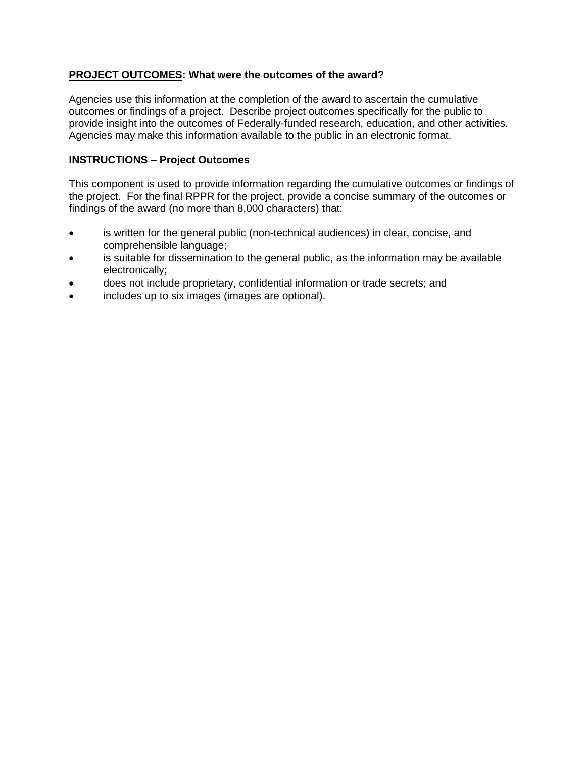**<u>PROJECT OUTCOMES</u>: What were the outcomes of the award?**

Agencies use this information at the completion of the award to ascertain the cumulative outcomes or findings of a project. Describe project outcomes specifically for the public to provide insight into the outcomes of Federally-funded research, education, and other activities. Agencies may make this information available to the public in an electronic format.

**INSTRUCTIONS – Project Outcomes**

This component is used to provide information regarding the cumulative outcomes or findings of the project. For the final RPPR for the project, provide a concise summary of the outcomes or findings of the award (no more than 8,000 characters) that:

- is written for the general public (non-technical audiences) in clear, concise, and comprehensible language;
- is suitable for dissemination to the general public, as the information may be available electronically;
- does not include proprietary, confidential information or trade secrets; and
- includes up to six images (images are optional).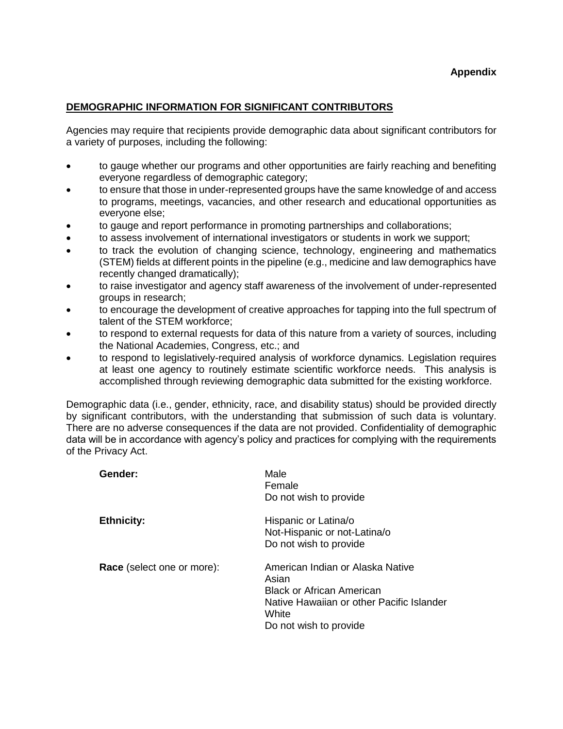**Appendix**

## DEMOGRAPHIC INFORMATION FOR SIGNIFICANT CONTRIBUTORS

Agencies may require that recipients provide demographic data about significant contributors for a variety of purposes, including the following:

- to gauge whether our programs and other opportunities are fairly reaching and benefiting everyone regardless of demographic category;
- to ensure that those in under-represented groups have the same knowledge of and access to programs, meetings, vacancies, and other research and educational opportunities as everyone else;
- to gauge and report performance in promoting partnerships and collaborations;
- to assess involvement of international investigators or students in work we support;
- to track the evolution of changing science, technology, engineering and mathematics (STEM) fields at different points in the pipeline (e.g., medicine and law demographics have recently changed dramatically);
- to raise investigator and agency staff awareness of the involvement of under-represented groups in research;
- to encourage the development of creative approaches for tapping into the full spectrum of talent of the STEM workforce;
- to respond to external requests for data of this nature from a variety of sources, including the National Academies, Congress, etc.; and
- to respond to legislatively-required analysis of workforce dynamics. Legislation requires at least one agency to routinely estimate scientific workforce needs. This analysis is accomplished through reviewing demographic data submitted for the existing workforce.

Demographic data (i.e., gender, ethnicity, race, and disability status) should be provided directly by significant contributors, with the understanding that submission of such data is voluntary. There are no adverse consequences if the data are not provided. Confidentiality of demographic data will be in accordance with agency's policy and practices for complying with the requirements of the Privacy Act.

**Gender:**
- Male
- Female
- Do not wish to provide

**Ethnicity:**
- Hispanic or Latina/o
- Not-Hispanic or not-Latina/o
- Do not wish to provide

**Race** (select one or more):
- American Indian or Alaska Native
- Asian
- Black or African American
- Native Hawaiian or other Pacific Islander
- White
- Do not wish to provide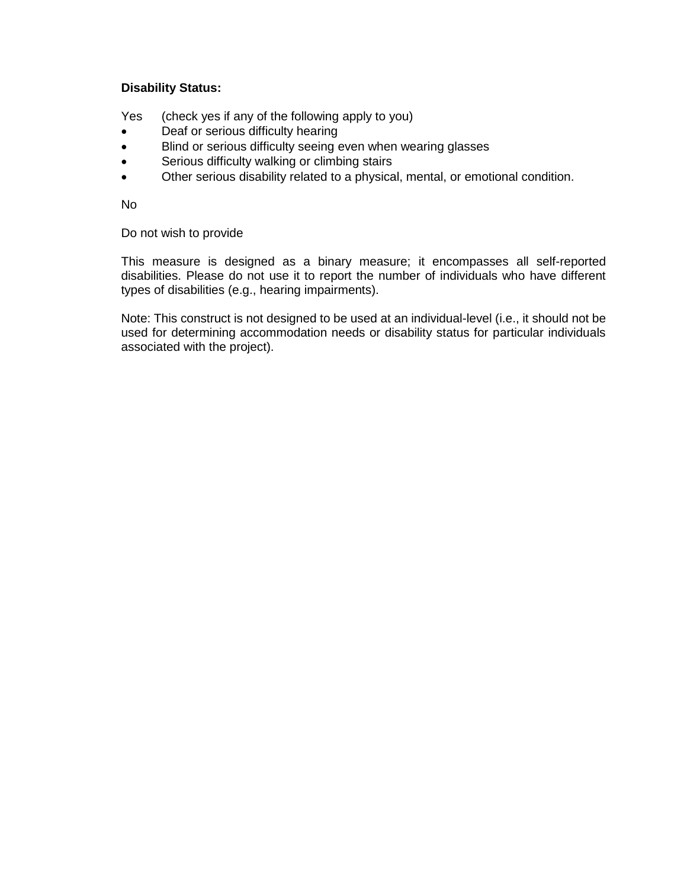**Disability Status:**

Yes (check yes if any of the following apply to you)

- Deaf or serious difficulty hearing
- Blind or serious difficulty seeing even when wearing glasses
- Serious difficulty walking or climbing stairs
- Other serious disability related to a physical, mental, or emotional condition.

No

Do not wish to provide

This measure is designed as a binary measure; it encompasses all self-reported disabilities. Please do not use it to report the number of individuals who have different types of disabilities (e.g., hearing impairments).

Note: This construct is not designed to be used at an individual-level (i.e., it should not be used for determining accommodation needs or disability status for particular individuals associated with the project).